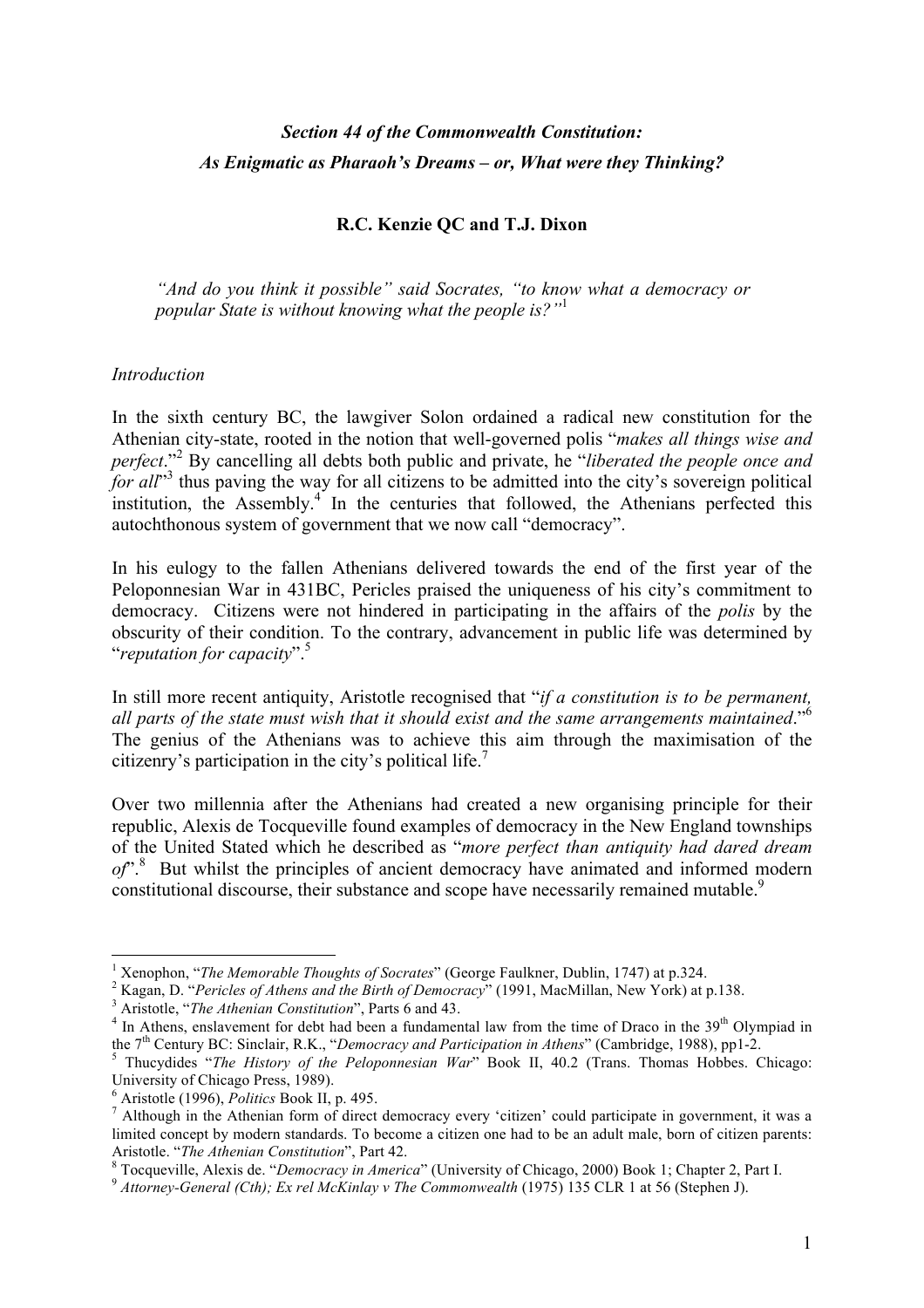## *Section 44 of the Commonwealth Constitution: As Enigmatic as Pharaoh's Dreams – or, What were they Thinking?*

**R.C. Kenzie QC and T.J. Dixon**

> *"And do you think it possible" said Socrates, "to know what a democracy or popular State is without knowing what the people is?"*[1]

### *Introduction*

In the sixth century BC, the lawgiver Solon ordained a radical new constitution for the Athenian city-state, rooted in the notion that well-governed polis "*makes all things wise and perfect*."[2] By cancelling all debts both public and private, he "*liberated the people once and for all*"[3] thus paving the way for all citizens to be admitted into the city's sovereign political institution, the Assembly.[4] In the centuries that followed, the Athenians perfected this autochthonous system of government that we now call "democracy".

In his eulogy to the fallen Athenians delivered towards the end of the first year of the Peloponnesian War in 431BC, Pericles praised the uniqueness of his city's commitment to democracy. Citizens were not hindered in participating in the affairs of the *polis* by the obscurity of their condition. To the contrary, advancement in public life was determined by "*reputation for capacity*".[5]

In still more recent antiquity, Aristotle recognised that "*if a constitution is to be permanent, all parts of the state must wish that it should exist and the same arrangements maintained*."[6] The genius of the Athenians was to achieve this aim through the maximisation of the citizenry's participation in the city's political life.[7]

Over two millennia after the Athenians had created a new organising principle for their republic, Alexis de Tocqueville found examples of democracy in the New England townships of the United Stated which he described as "*more perfect than antiquity had dared dream of*".[8] But whilst the principles of ancient democracy have animated and informed modern constitutional discourse, their substance and scope have necessarily remained mutable.[9]

---

[1] Xenophon, "*The Memorable Thoughts of Socrates*" (George Faulkner, Dublin, 1747) at p.324.

[2] Kagan, D. "*Pericles of Athens and the Birth of Democracy*" (1991, MacMillan, New York) at p.138.

[3] Aristotle, "*The Athenian Constitution*", Parts 6 and 43.

[4] In Athens, enslavement for debt had been a fundamental law from the time of Draco in the 39th Olympiad in the 7th Century BC: Sinclair, R.K., "*Democracy and Participation in Athens*" (Cambridge, 1988), pp1-2.

[5] Thucydides "*The History of the Peloponnesian War*" Book II, 40.2 (Trans. Thomas Hobbes. Chicago: University of Chicago Press, 1989).

[6] Aristotle (1996), *Politics* Book II, p. 495.

[7] Although in the Athenian form of direct democracy every 'citizen' could participate in government, it was a limited concept by modern standards. To become a citizen one had to be an adult male, born of citizen parents: Aristotle. "*The Athenian Constitution*", Part 42.

[8] Tocqueville, Alexis de. "*Democracy in America*" (University of Chicago, 2000) Book 1; Chapter 2, Part I.

[9] *Attorney-General (Cth); Ex rel McKinlay v The Commonwealth* (1975) 135 CLR 1 at 56 (Stephen J).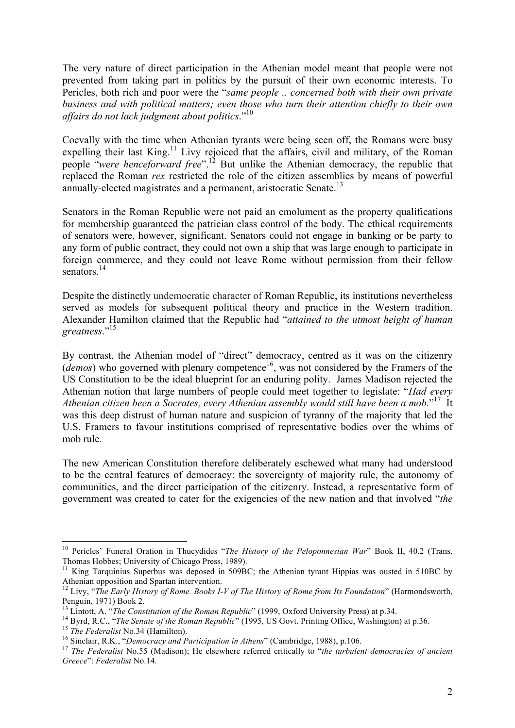The very nature of direct participation in the Athenian model meant that people were not prevented from taking part in politics by the pursuit of their own economic interests. To Pericles, both rich and poor were the "*same people .. concerned both with their own private business and with political matters; even those who turn their attention chiefly to their own affairs do not lack judgment about politics*."[10]

Coevally with the time when Athenian tyrants were being seen off, the Romans were busy expelling their last King.[11] Livy rejoiced that the affairs, civil and military, of the Roman people "*were henceforward free*".[12] But unlike the Athenian democracy, the republic that replaced the Roman *rex* restricted the role of the citizen assemblies by means of powerful annually-elected magistrates and a permanent, aristocratic Senate.[13]

Senators in the Roman Republic were not paid an emolument as the property qualifications for membership guaranteed the patrician class control of the body. The ethical requirements of senators were, however, significant. Senators could not engage in banking or be party to any form of public contract, they could not own a ship that was large enough to participate in foreign commerce, and they could not leave Rome without permission from their fellow senators.[14]

Despite the distinctly undemocratic character of Roman Republic, its institutions nevertheless served as models for subsequent political theory and practice in the Western tradition. Alexander Hamilton claimed that the Republic had "*attained to the utmost height of human greatness*."[15]

By contrast, the Athenian model of "direct" democracy, centred as it was on the citizenry (*demos*) who governed with plenary competence[16], was not considered by the Framers of the US Constitution to be the ideal blueprint for an enduring polity. James Madison rejected the Athenian notion that large numbers of people could meet together to legislate: "*Had every Athenian citizen been a Socrates, every Athenian assembly would still have been a mob.*"[17] It was this deep distrust of human nature and suspicion of tyranny of the majority that led the U.S. Framers to favour institutions comprised of representative bodies over the whims of mob rule.

The new American Constitution therefore deliberately eschewed what many had understood to be the central features of democracy: the sovereignty of majority rule, the autonomy of communities, and the direct participation of the citizenry. Instead, a representative form of government was created to cater for the exigencies of the new nation and that involved "*the*

---

[10] Pericles' Funeral Oration in Thucydides "*The History of the Peloponnesian War*" Book II, 40.2 (Trans. Thomas Hobbes; University of Chicago Press, 1989).

[11] King Tarquinius Superbus was deposed in 509BC; the Athenian tyrant Hippias was ousted in 510BC by Athenian opposition and Spartan intervention.

[12] Livy, "*The Early History of Rome. Books I-V of The History of Rome from Its Foundation*" (Harmondsworth, Penguin, 1971) Book 2.

[13] Lintott, A. "*The Constitution of the Roman Republic*" (1999, Oxford University Press) at p.34.

[14] Byrd, R.C., "*The Senate of the Roman Republic*" (1995, US Govt. Printing Office, Washington) at p.36.

[15] *The Federalist* No.34 (Hamilton).

[16] Sinclair, R.K., "*Democracy and Participation in Athens*" (Cambridge, 1988), p.106.

[17] *The Federalist* No.55 (Madison); He elsewhere referred critically to "*the turbulent democracies of ancient Greece*": *Federalist* No.14.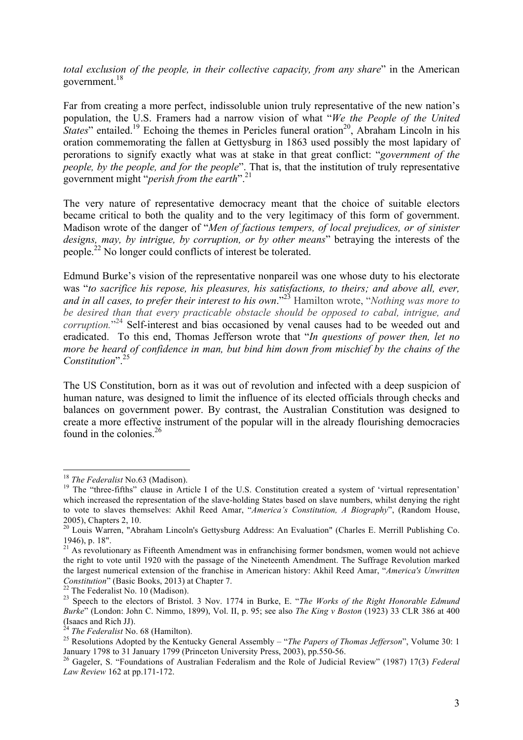*total exclusion of the people, in their collective capacity, from any share*" in the American government.[18]

Far from creating a more perfect, indissoluble union truly representative of the new nation's population, the U.S. Framers had a narrow vision of what "*We the People of the United States*" entailed.[19] Echoing the themes in Pericles funeral oration[20], Abraham Lincoln in his oration commemorating the fallen at Gettysburg in 1863 used possibly the most lapidary of perorations to signify exactly what was at stake in that great conflict: "*government of the people, by the people, and for the people*". That is, that the institution of truly representative government might "*perish from the earth*".[21]

The very nature of representative democracy meant that the choice of suitable electors became critical to both the quality and to the very legitimacy of this form of government. Madison wrote of the danger of "*Men of factious tempers, of local prejudices, or of sinister designs, may, by intrigue, by corruption, or by other means*" betraying the interests of the people.[22] No longer could conflicts of interest be tolerated.

Edmund Burke's vision of the representative nonpareil was one whose duty to his electorate was "*to sacrifice his repose, his pleasures, his satisfactions, to theirs; and above all, ever, and in all cases, to prefer their interest to his own*."[23] Hamilton wrote, "*Nothing was more to be desired than that every practicable obstacle should be opposed to cabal, intrigue, and corruption.*"[24] Self-interest and bias occasioned by venal causes had to be weeded out and eradicated. To this end, Thomas Jefferson wrote that "*In questions of power then, let no more be heard of confidence in man, but bind him down from mischief by the chains of the Constitution*".[25]

The US Constitution, born as it was out of revolution and infected with a deep suspicion of human nature, was designed to limit the influence of its elected officials through checks and balances on government power. By contrast, the Australian Constitution was designed to create a more effective instrument of the popular will in the already flourishing democracies found in the colonies.[26]

---

[18] *The Federalist* No.63 (Madison).

[19] The "three-fifths" clause in Article I of the U.S. Constitution created a system of 'virtual representation' which increased the representation of the slave-holding States based on slave numbers, whilst denying the right to vote to slaves themselves: Akhil Reed Amar, "*America's Constitution, A Biography*", (Random House, 2005), Chapters 2, 10.

[20] Louis Warren, "Abraham Lincoln's Gettysburg Address: An Evaluation" (Charles E. Merrill Publishing Co. 1946), p. 18".

[21] As revolutionary as Fifteenth Amendment was in enfranchising former bondsmen, women would not achieve the right to vote until 1920 with the passage of the Nineteenth Amendment. The Suffrage Revolution marked the largest numerical extension of the franchise in American history: Akhil Reed Amar, "*America's Unwritten Constitution*" (Basic Books, 2013) at Chapter 7.

[22] The Federalist No. 10 (Madison).

[23] Speech to the electors of Bristol. 3 Nov. 1774 in Burke, E. "*The Works of the Right Honorable Edmund Burke*" (London: John C. Nimmo, 1899), Vol. II, p. 95; see also *The King v Boston* (1923) 33 CLR 386 at 400 (Isaacs and Rich JJ).

[24] *The Federalist* No. 68 (Hamilton).

[25] Resolutions Adopted by the Kentucky General Assembly – "*The Papers of Thomas Jefferson*", Volume 30: 1 January 1798 to 31 January 1799 (Princeton University Press, 2003), pp.550-56.

[26] Gageler, S. "Foundations of Australian Federalism and the Role of Judicial Review" (1987) 17(3) *Federal Law Review* 162 at pp.171-172.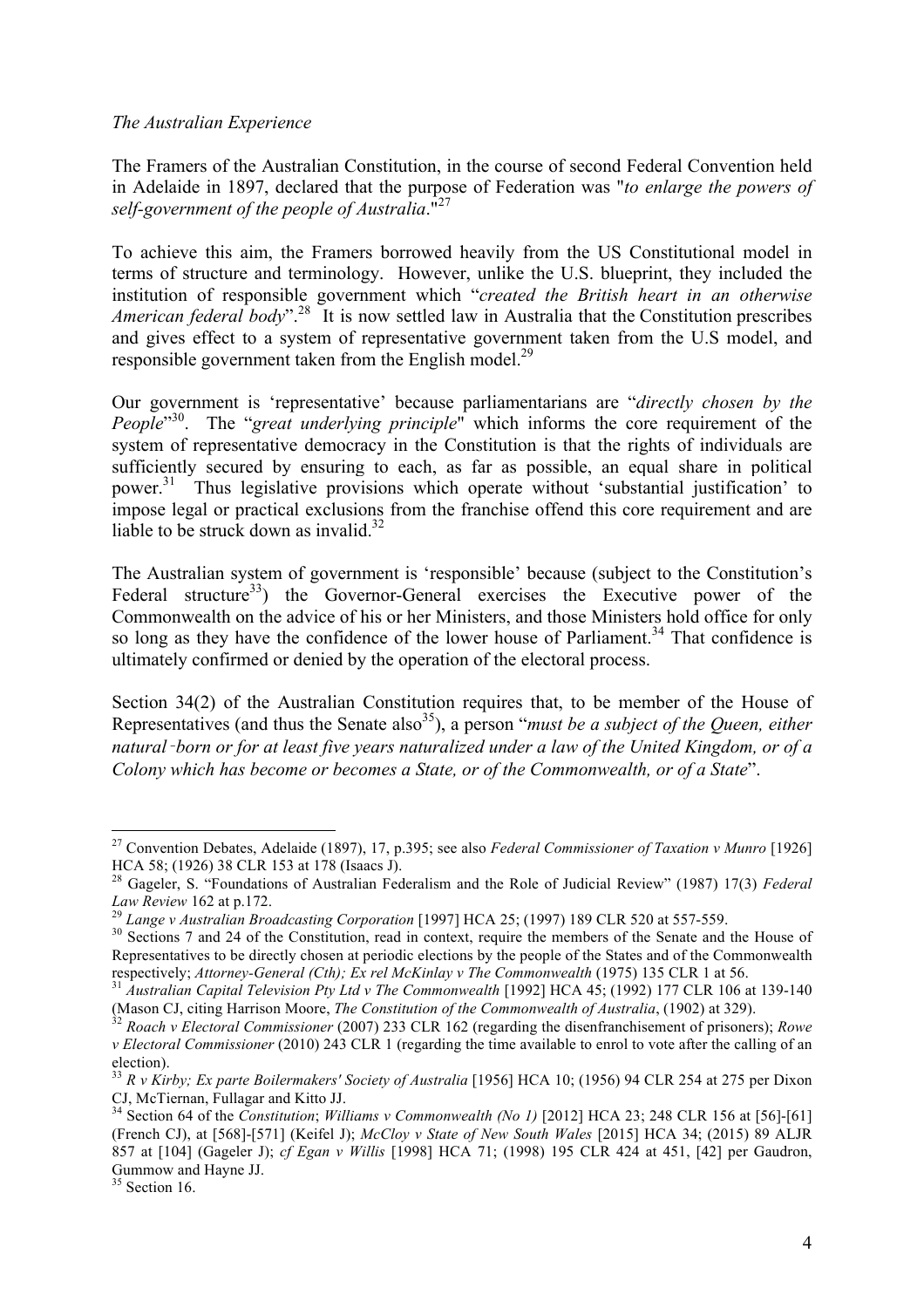*The Australian Experience*

The Framers of the Australian Constitution, in the course of second Federal Convention held in Adelaide in 1897, declared that the purpose of Federation was "*to enlarge the powers of self-government of the people of Australia*."[27]

To achieve this aim, the Framers borrowed heavily from the US Constitutional model in terms of structure and terminology. However, unlike the U.S. blueprint, they included the institution of responsible government which "*created the British heart in an otherwise American federal body*".[28] It is now settled law in Australia that the Constitution prescribes and gives effect to a system of representative government taken from the U.S model, and responsible government taken from the English model.[29]

Our government is 'representative' because parliamentarians are "*directly chosen by the People*"[30]. The "*great underlying principle*" which informs the core requirement of the system of representative democracy in the Constitution is that the rights of individuals are sufficiently secured by ensuring to each, as far as possible, an equal share in political power.[31] Thus legislative provisions which operate without 'substantial justification' to impose legal or practical exclusions from the franchise offend this core requirement and are liable to be struck down as invalid.[32]

The Australian system of government is 'responsible' because (subject to the Constitution's Federal structure[33]) the Governor-General exercises the Executive power of the Commonwealth on the advice of his or her Ministers, and those Ministers hold office for only so long as they have the confidence of the lower house of Parliament.[34] That confidence is ultimately confirmed or denied by the operation of the electoral process.

Section 34(2) of the Australian Constitution requires that, to be member of the House of Representatives (and thus the Senate also[35]), a person "*must be a subject of the Queen, either natural-born or for at least five years naturalized under a law of the United Kingdom, or of a Colony which has become or becomes a State, or of the Commonwealth, or of a State*".

---

[27] Convention Debates, Adelaide (1897), 17, p.395; see also *Federal Commissioner of Taxation v Munro* [1926] HCA 58; (1926) 38 CLR 153 at 178 (Isaacs J).

[28] Gageler, S. "Foundations of Australian Federalism and the Role of Judicial Review" (1987) 17(3) *Federal Law Review* 162 at p.172.

[29] *Lange v Australian Broadcasting Corporation* [1997] HCA 25; (1997) 189 CLR 520 at 557-559.

[30] Sections 7 and 24 of the Constitution, read in context, require the members of the Senate and the House of Representatives to be directly chosen at periodic elections by the people of the States and of the Commonwealth respectively; *Attorney-General (Cth); Ex rel McKinlay v The Commonwealth* (1975) 135 CLR 1 at 56.

[31] *Australian Capital Television Pty Ltd v The Commonwealth* [1992] HCA 45; (1992) 177 CLR 106 at 139-140 (Mason CJ, citing Harrison Moore, *The Constitution of the Commonwealth of Australia*, (1902) at 329).

[32] *Roach v Electoral Commissioner* (2007) 233 CLR 162 (regarding the disenfranchisement of prisoners); *Rowe v Electoral Commissioner* (2010) 243 CLR 1 (regarding the time available to enrol to vote after the calling of an election).

[33] *R v Kirby; Ex parte Boilermakers' Society of Australia* [1956] HCA 10; (1956) 94 CLR 254 at 275 per Dixon CJ, McTiernan, Fullagar and Kitto JJ.

[34] Section 64 of the *Constitution*; *Williams v Commonwealth (No 1)* [2012] HCA 23; 248 CLR 156 at [56]-[61] (French CJ), at [568]-[571] (Keifel J); *McCloy v State of New South Wales* [2015] HCA 34; (2015) 89 ALJR 857 at [104] (Gageler J); *cf Egan v Willis* [1998] HCA 71; (1998) 195 CLR 424 at 451, [42] per Gaudron, Gummow and Hayne JJ.

[35] Section 16.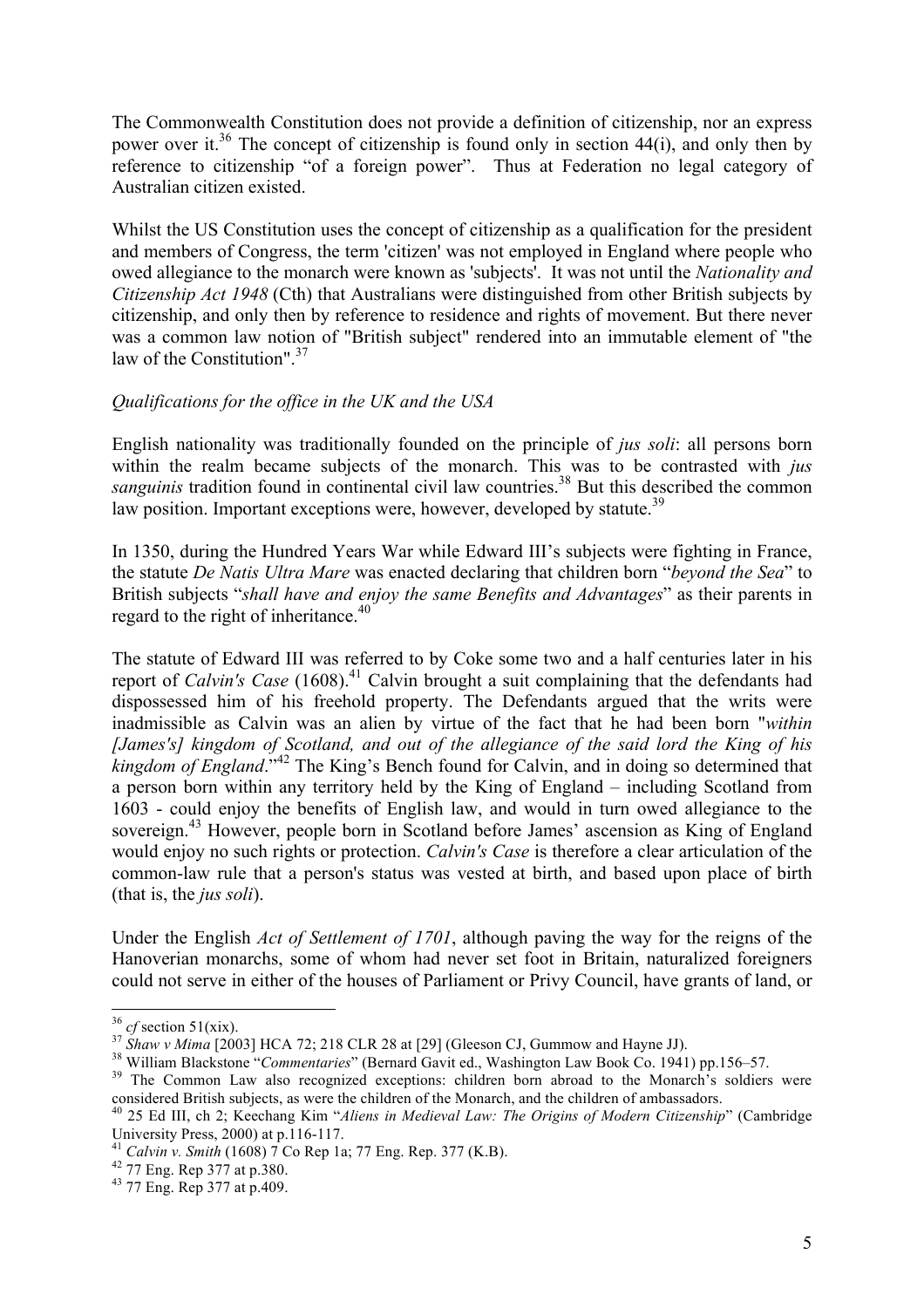The Commonwealth Constitution does not provide a definition of citizenship, nor an express power over it.[36] The concept of citizenship is found only in section 44(i), and only then by reference to citizenship "of a foreign power". Thus at Federation no legal category of Australian citizen existed.

Whilst the US Constitution uses the concept of citizenship as a qualification for the president and members of Congress, the term 'citizen' was not employed in England where people who owed allegiance to the monarch were known as 'subjects'. It was not until the *Nationality and Citizenship Act 1948* (Cth) that Australians were distinguished from other British subjects by citizenship, and only then by reference to residence and rights of movement. But there never was a common law notion of "British subject" rendered into an immutable element of "the law of the Constitution".[37]

*Qualifications for the office in the UK and the USA*

English nationality was traditionally founded on the principle of *jus soli*: all persons born within the realm became subjects of the monarch. This was to be contrasted with *jus sanguinis* tradition found in continental civil law countries.[38] But this described the common law position. Important exceptions were, however, developed by statute.[39]

In 1350, during the Hundred Years War while Edward III's subjects were fighting in France, the statute *De Natis Ultra Mare* was enacted declaring that children born "*beyond the Sea*" to British subjects "*shall have and enjoy the same Benefits and Advantages*" as their parents in regard to the right of inheritance.[40]

The statute of Edward III was referred to by Coke some two and a half centuries later in his report of *Calvin's Case* (1608).[41] Calvin brought a suit complaining that the defendants had dispossessed him of his freehold property. The Defendants argued that the writs were inadmissible as Calvin was an alien by virtue of the fact that he had been born "*within [James's] kingdom of Scotland, and out of the allegiance of the said lord the King of his kingdom of England*."[42] The King's Bench found for Calvin, and in doing so determined that a person born within any territory held by the King of England – including Scotland from 1603 - could enjoy the benefits of English law, and would in turn owed allegiance to the sovereign.[43] However, people born in Scotland before James' ascension as King of England would enjoy no such rights or protection. *Calvin's Case* is therefore a clear articulation of the common-law rule that a person's status was vested at birth, and based upon place of birth (that is, the *jus soli*).

Under the English *Act of Settlement of 1701*, although paving the way for the reigns of the Hanoverian monarchs, some of whom had never set foot in Britain, naturalized foreigners could not serve in either of the houses of Parliament or Privy Council, have grants of land, or

---

[36] *cf* section 51(xix).

[37] *Shaw v Mima* [2003] HCA 72; 218 CLR 28 at [29] (Gleeson CJ, Gummow and Hayne JJ).

[38] William Blackstone "*Commentaries*" (Bernard Gavit ed., Washington Law Book Co. 1941) pp.156–57.

[39] The Common Law also recognized exceptions: children born abroad to the Monarch's soldiers were considered British subjects, as were the children of the Monarch, and the children of ambassadors.

[40] 25 Ed III, ch 2; Keechang Kim "*Aliens in Medieval Law: The Origins of Modern Citizenship*" (Cambridge University Press, 2000) at p.116-117.

[41] *Calvin v. Smith* (1608) 7 Co Rep 1a; 77 Eng. Rep. 377 (K.B).

[42] 77 Eng. Rep 377 at p.380.

[43] 77 Eng. Rep 377 at p.409.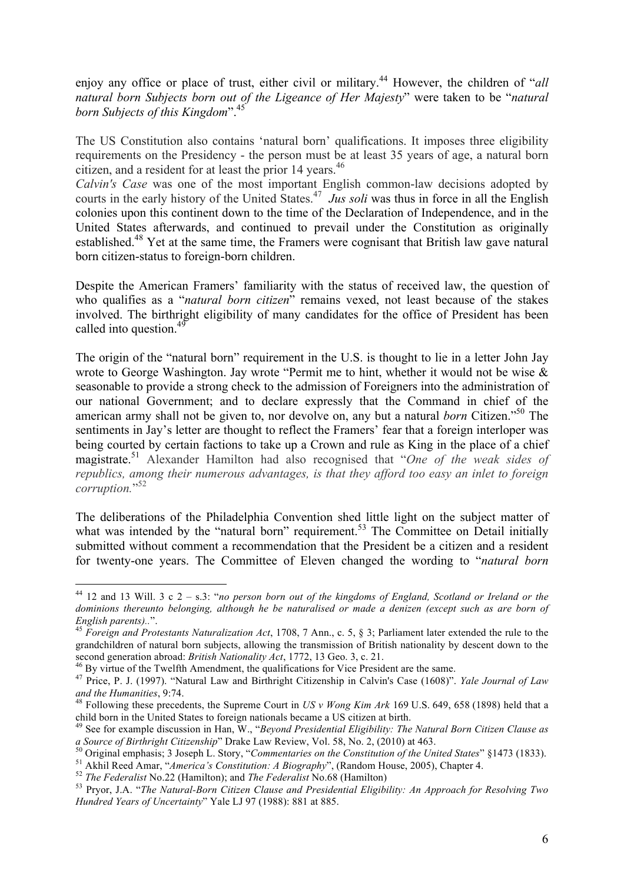enjoy any office or place of trust, either civil or military.[44] However, the children of "*all natural born Subjects born out of the Ligeance of Her Majesty*" were taken to be "*natural born Subjects of this Kingdom*".[45]

The US Constitution also contains 'natural born' qualifications. It imposes three eligibility requirements on the Presidency - the person must be at least 35 years of age, a natural born citizen, and a resident for at least the prior 14 years.[46]

*Calvin's Case* was one of the most important English common-law decisions adopted by courts in the early history of the United States.[47] *Jus soli* was thus in force in all the English colonies upon this continent down to the time of the Declaration of Independence, and in the United States afterwards, and continued to prevail under the Constitution as originally established.[48] Yet at the same time, the Framers were cognisant that British law gave natural born citizen-status to foreign-born children.

Despite the American Framers' familiarity with the status of received law, the question of who qualifies as a "*natural born citizen*" remains vexed, not least because of the stakes involved. The birthright eligibility of many candidates for the office of President has been called into question.[49]

The origin of the "natural born" requirement in the U.S. is thought to lie in a letter John Jay wrote to George Washington. Jay wrote "Permit me to hint, whether it would not be wise & seasonable to provide a strong check to the admission of Foreigners into the administration of our national Government; and to declare expressly that the Command in chief of the american army shall not be given to, nor devolve on, any but a natural *born* Citizen."[50] The sentiments in Jay's letter are thought to reflect the Framers' fear that a foreign interloper was being courted by certain factions to take up a Crown and rule as King in the place of a chief magistrate.[51] Alexander Hamilton had also recognised that "*One of the weak sides of republics, among their numerous advantages, is that they afford too easy an inlet to foreign corruption.*"[52]

The deliberations of the Philadelphia Convention shed little light on the subject matter of what was intended by the "natural born" requirement.[53] The Committee on Detail initially submitted without comment a recommendation that the President be a citizen and a resident for twenty-one years. The Committee of Eleven changed the wording to "*natural born*

---

[44] 12 and 13 Will. 3 c 2 – s.3: "*no person born out of the kingdoms of England, Scotland or Ireland or the dominions thereunto belonging, although he be naturalised or made a denizen (except such as are born of English parents)..*".

[45] *Foreign and Protestants Naturalization Act*, 1708, 7 Ann., c. 5, § 3; Parliament later extended the rule to the grandchildren of natural born subjects, allowing the transmission of British nationality by descent down to the second generation abroad: *British Nationality Act*, 1772, 13 Geo. 3, c. 21.

[46] By virtue of the Twelfth Amendment, the qualifications for Vice President are the same.

[47] Price, P. J. (1997). "Natural Law and Birthright Citizenship in Calvin's Case (1608)". *Yale Journal of Law and the Humanities*, 9:74.

[48] Following these precedents, the Supreme Court in *US v Wong Kim Ark* 169 U.S. 649, 658 (1898) held that a child born in the United States to foreign nationals became a US citizen at birth.

[49] See for example discussion in Han, W., "*Beyond Presidential Eligibility: The Natural Born Citizen Clause as a Source of Birthright Citizenship*" Drake Law Review, Vol. 58, No. 2, (2010) at 463.

[50] Original emphasis; 3 Joseph L. Story, "*Commentaries on the Constitution of the United States*" §1473 (1833).

[51] Akhil Reed Amar, "*America's Constitution: A Biography*", (Random House, 2005), Chapter 4.

[52] *The Federalist* No.22 (Hamilton); and *The Federalist* No.68 (Hamilton)

[53] Pryor, J.A. "*The Natural-Born Citizen Clause and Presidential Eligibility: An Approach for Resolving Two Hundred Years of Uncertainty*" Yale LJ 97 (1988): 881 at 885.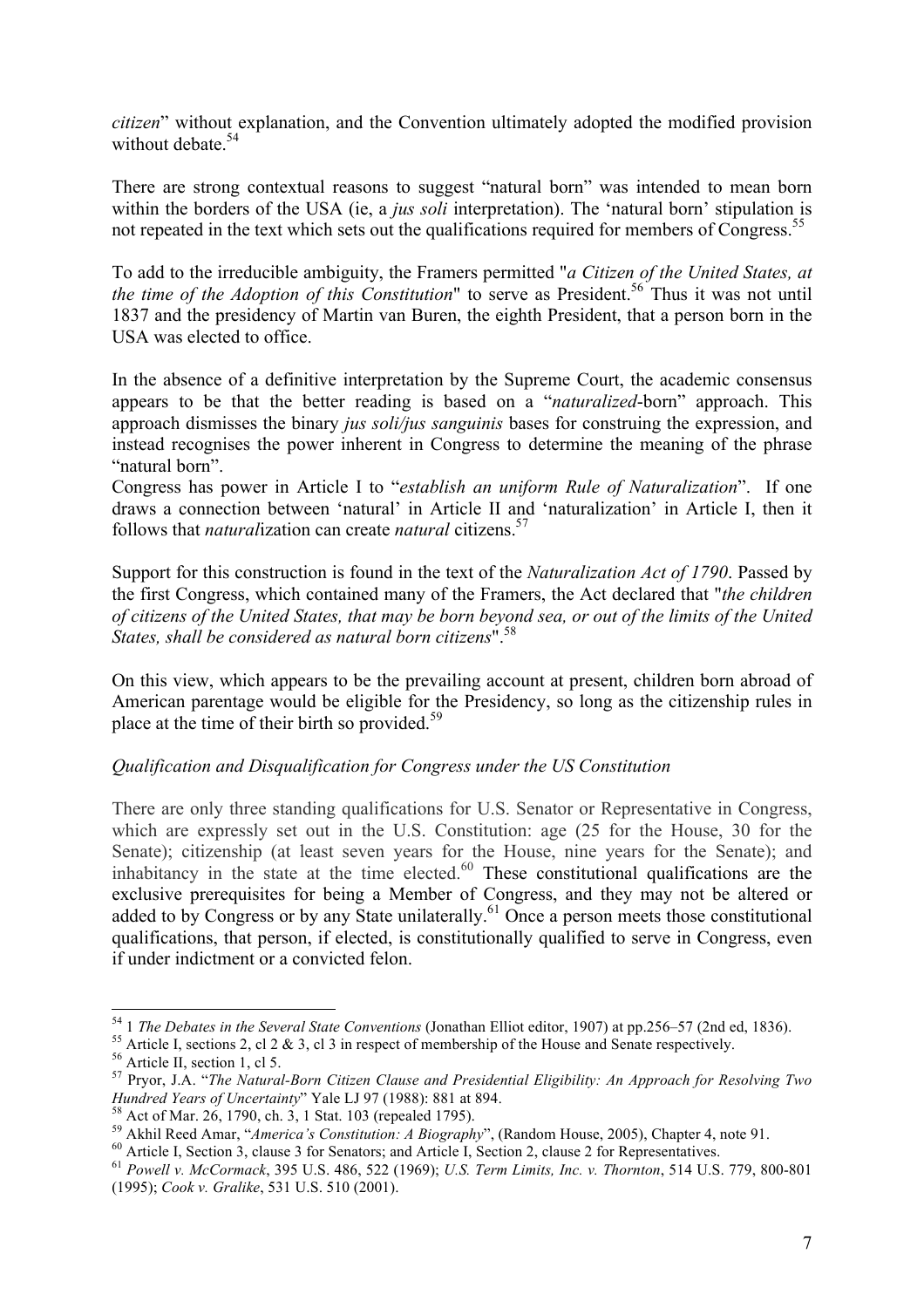*citizen*" without explanation, and the Convention ultimately adopted the modified provision without debate.[54]

There are strong contextual reasons to suggest "natural born" was intended to mean born within the borders of the USA (ie, a *jus soli* interpretation). The 'natural born' stipulation is not repeated in the text which sets out the qualifications required for members of Congress.[55]

To add to the irreducible ambiguity, the Framers permitted "*a Citizen of the United States, at the time of the Adoption of this Constitution*" to serve as President.[56] Thus it was not until 1837 and the presidency of Martin van Buren, the eighth President, that a person born in the USA was elected to office.

In the absence of a definitive interpretation by the Supreme Court, the academic consensus appears to be that the better reading is based on a "*naturalized*-born" approach. This approach dismisses the binary *jus soli/jus sanguinis* bases for construing the expression, and instead recognises the power inherent in Congress to determine the meaning of the phrase "natural born".

Congress has power in Article I to "*establish an uniform Rule of Naturalization*". If one draws a connection between 'natural' in Article II and 'naturalization' in Article I, then it follows that *natural*ization can create *natural* citizens.[57]

Support for this construction is found in the text of the *Naturalization Act of 1790*. Passed by the first Congress, which contained many of the Framers, the Act declared that "*the children of citizens of the United States, that may be born beyond sea, or out of the limits of the United States, shall be considered as natural born citizens*".[58]

On this view, which appears to be the prevailing account at present, children born abroad of American parentage would be eligible for the Presidency, so long as the citizenship rules in place at the time of their birth so provided.[59]

*Qualification and Disqualification for Congress under the US Constitution*

There are only three standing qualifications for U.S. Senator or Representative in Congress, which are expressly set out in the U.S. Constitution: age (25 for the House, 30 for the Senate); citizenship (at least seven years for the House, nine years for the Senate); and inhabitancy in the state at the time elected.[60] These constitutional qualifications are the exclusive prerequisites for being a Member of Congress, and they may not be altered or added to by Congress or by any State unilaterally.[61] Once a person meets those constitutional qualifications, that person, if elected, is constitutionally qualified to serve in Congress, even if under indictment or a convicted felon.

---

[54] 1 *The Debates in the Several State Conventions* (Jonathan Elliot editor, 1907) at pp.256–57 (2nd ed, 1836).

[55] Article I, sections 2, cl 2 & 3, cl 3 in respect of membership of the House and Senate respectively.

[56] Article II, section 1, cl 5.

[57] Pryor, J.A. "*The Natural-Born Citizen Clause and Presidential Eligibility: An Approach for Resolving Two Hundred Years of Uncertainty*" Yale LJ 97 (1988): 881 at 894.

[58] Act of Mar. 26, 1790, ch. 3, 1 Stat. 103 (repealed 1795).

[59] Akhil Reed Amar, "*America's Constitution: A Biography*", (Random House, 2005), Chapter 4, note 91.

[60] Article I, Section 3, clause 3 for Senators; and Article I, Section 2, clause 2 for Representatives.

[61] *Powell v. McCormack*, 395 U.S. 486, 522 (1969); *U.S. Term Limits, Inc. v. Thornton*, 514 U.S. 779, 800-801 (1995); *Cook v. Gralike*, 531 U.S. 510 (2001).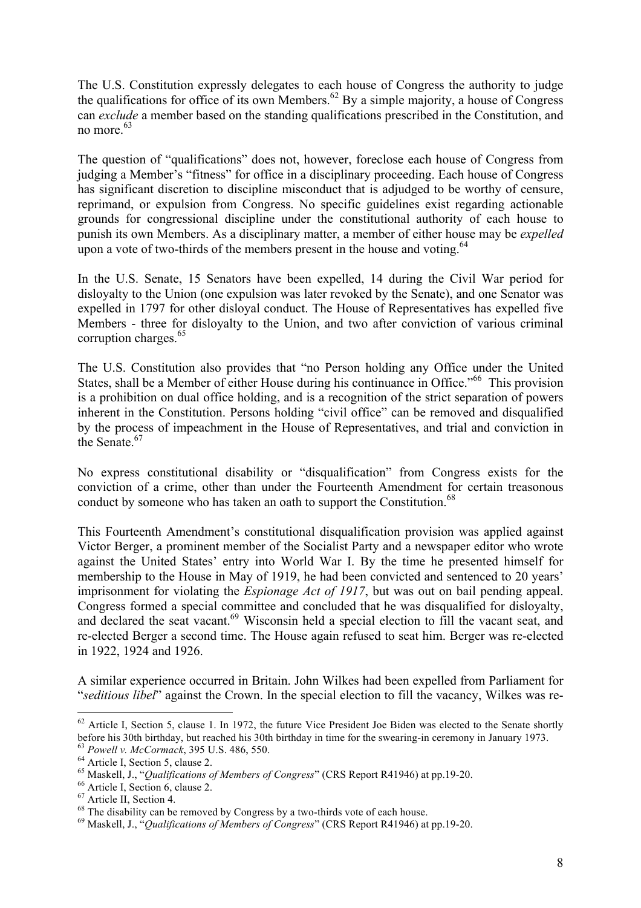The U.S. Constitution expressly delegates to each house of Congress the authority to judge the qualifications for office of its own Members.[62] By a simple majority, a house of Congress can *exclude* a member based on the standing qualifications prescribed in the Constitution, and no more.[63]

The question of "qualifications" does not, however, foreclose each house of Congress from judging a Member's "fitness" for office in a disciplinary proceeding. Each house of Congress has significant discretion to discipline misconduct that is adjudged to be worthy of censure, reprimand, or expulsion from Congress. No specific guidelines exist regarding actionable grounds for congressional discipline under the constitutional authority of each house to punish its own Members. As a disciplinary matter, a member of either house may be *expelled* upon a vote of two-thirds of the members present in the house and voting.[64]

In the U.S. Senate, 15 Senators have been expelled, 14 during the Civil War period for disloyalty to the Union (one expulsion was later revoked by the Senate), and one Senator was expelled in 1797 for other disloyal conduct. The House of Representatives has expelled five Members - three for disloyalty to the Union, and two after conviction of various criminal corruption charges.[65]

The U.S. Constitution also provides that "no Person holding any Office under the United States, shall be a Member of either House during his continuance in Office."[66] This provision is a prohibition on dual office holding, and is a recognition of the strict separation of powers inherent in the Constitution. Persons holding "civil office" can be removed and disqualified by the process of impeachment in the House of Representatives, and trial and conviction in the Senate.[67]

No express constitutional disability or "disqualification" from Congress exists for the conviction of a crime, other than under the Fourteenth Amendment for certain treasonous conduct by someone who has taken an oath to support the Constitution.[68]

This Fourteenth Amendment's constitutional disqualification provision was applied against Victor Berger, a prominent member of the Socialist Party and a newspaper editor who wrote against the United States' entry into World War I. By the time he presented himself for membership to the House in May of 1919, he had been convicted and sentenced to 20 years' imprisonment for violating the *Espionage Act of 1917*, but was out on bail pending appeal. Congress formed a special committee and concluded that he was disqualified for disloyalty, and declared the seat vacant.[69] Wisconsin held a special election to fill the vacant seat, and re-elected Berger a second time. The House again refused to seat him. Berger was re-elected in 1922, 1924 and 1926.

A similar experience occurred in Britain. John Wilkes had been expelled from Parliament for "*seditious libel*" against the Crown. In the special election to fill the vacancy, Wilkes was re-

---

[62] Article I, Section 5, clause 1. In 1972, the future Vice President Joe Biden was elected to the Senate shortly before his 30th birthday, but reached his 30th birthday in time for the swearing-in ceremony in January 1973.

[63] *Powell v. McCormack*, 395 U.S. 486, 550.

[64] Article I, Section 5, clause 2.

[65] Maskell, J., "*Qualifications of Members of Congress*" (CRS Report R41946) at pp.19-20.

[66] Article I, Section 6, clause 2.

[67] Article II, Section 4.

[68] The disability can be removed by Congress by a two-thirds vote of each house.

[69] Maskell, J., "*Qualifications of Members of Congress*" (CRS Report R41946) at pp.19-20.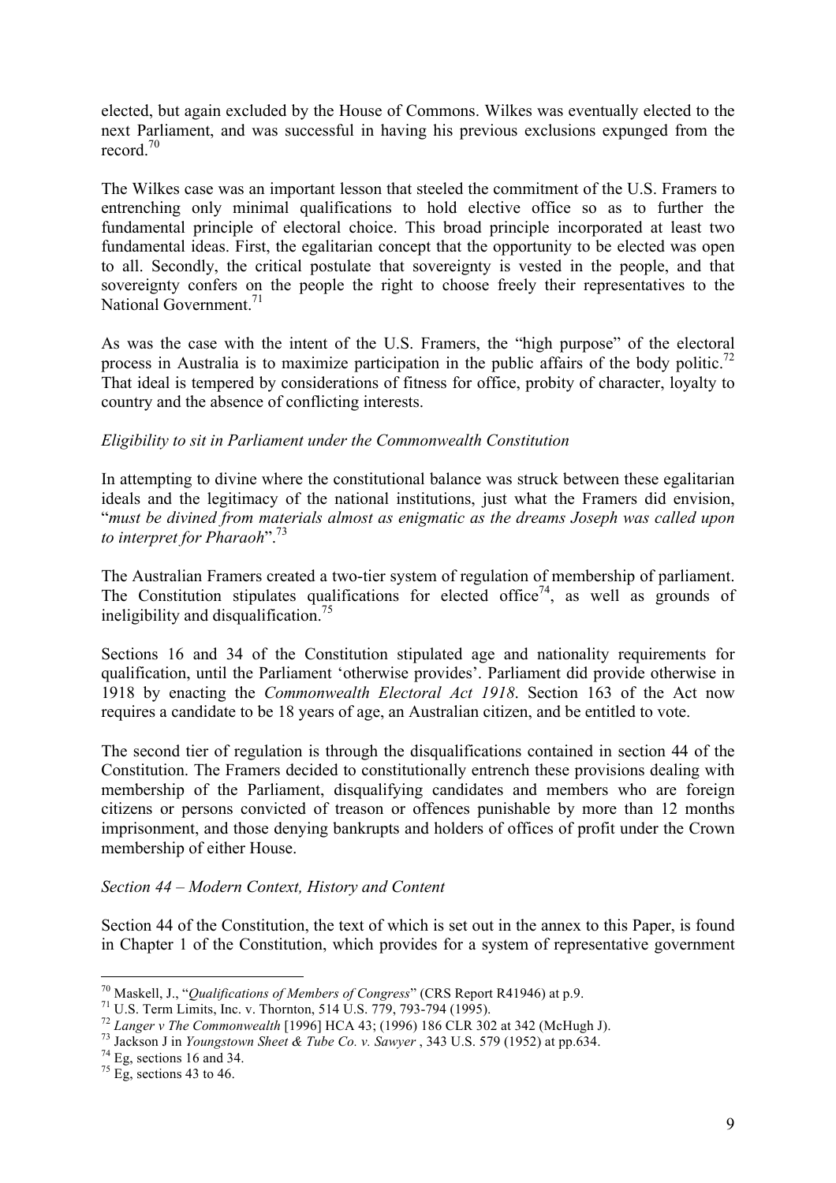elected, but again excluded by the House of Commons. Wilkes was eventually elected to the next Parliament, and was successful in having his previous exclusions expunged from the record.[70]

The Wilkes case was an important lesson that steeled the commitment of the U.S. Framers to entrenching only minimal qualifications to hold elective office so as to further the fundamental principle of electoral choice. This broad principle incorporated at least two fundamental ideas. First, the egalitarian concept that the opportunity to be elected was open to all. Secondly, the critical postulate that sovereignty is vested in the people, and that sovereignty confers on the people the right to choose freely their representatives to the National Government.[71]

As was the case with the intent of the U.S. Framers, the "high purpose" of the electoral process in Australia is to maximize participation in the public affairs of the body politic.[72] That ideal is tempered by considerations of fitness for office, probity of character, loyalty to country and the absence of conflicting interests.

*Eligibility to sit in Parliament under the Commonwealth Constitution*

In attempting to divine where the constitutional balance was struck between these egalitarian ideals and the legitimacy of the national institutions, just what the Framers did envision, "*must be divined from materials almost as enigmatic as the dreams Joseph was called upon to interpret for Pharaoh*".[73]

The Australian Framers created a two-tier system of regulation of membership of parliament. The Constitution stipulates qualifications for elected office[74], as well as grounds of ineligibility and disqualification.[75]

Sections 16 and 34 of the Constitution stipulated age and nationality requirements for qualification, until the Parliament 'otherwise provides'. Parliament did provide otherwise in 1918 by enacting the *Commonwealth Electoral Act 1918*. Section 163 of the Act now requires a candidate to be 18 years of age, an Australian citizen, and be entitled to vote.

The second tier of regulation is through the disqualifications contained in section 44 of the Constitution. The Framers decided to constitutionally entrench these provisions dealing with membership of the Parliament, disqualifying candidates and members who are foreign citizens or persons convicted of treason or offences punishable by more than 12 months imprisonment, and those denying bankrupts and holders of offices of profit under the Crown membership of either House.

*Section 44 – Modern Context, History and Content*

Section 44 of the Constitution, the text of which is set out in the annex to this Paper, is found in Chapter 1 of the Constitution, which provides for a system of representative government

---

[70] Maskell, J., "*Qualifications of Members of Congress*" (CRS Report R41946) at p.9.

[71] U.S. Term Limits, Inc. v. Thornton, 514 U.S. 779, 793-794 (1995).

[72] *Langer v The Commonwealth* [1996] HCA 43; (1996) 186 CLR 302 at 342 (McHugh J).

[73] Jackson J in *Youngstown Sheet & Tube Co. v. Sawyer* , 343 U.S. 579 (1952) at pp.634.

[74] Eg, sections 16 and 34.

[75] Eg, sections 43 to 46.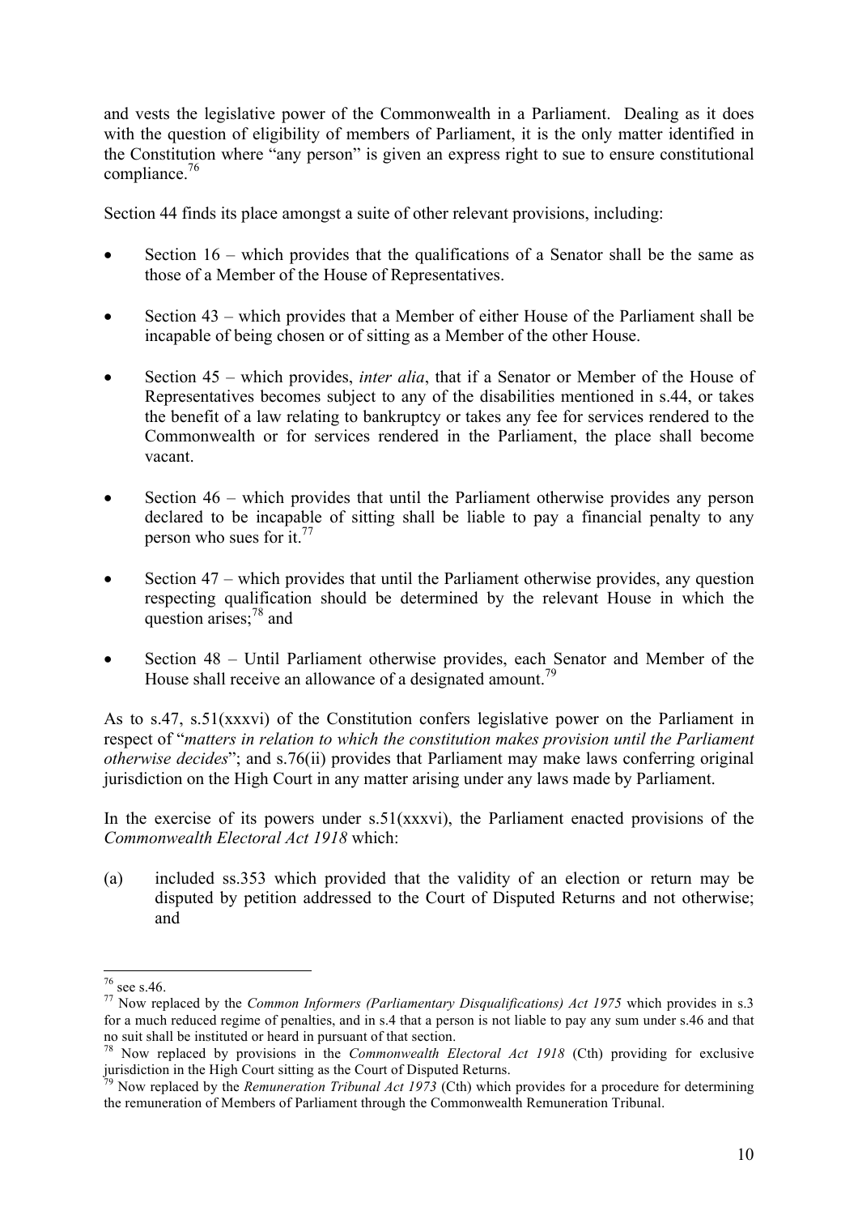and vests the legislative power of the Commonwealth in a Parliament. Dealing as it does with the question of eligibility of members of Parliament, it is the only matter identified in the Constitution where "any person" is given an express right to sue to ensure constitutional compliance.[76]

Section 44 finds its place amongst a suite of other relevant provisions, including:

- Section 16 – which provides that the qualifications of a Senator shall be the same as those of a Member of the House of Representatives.
- Section 43 – which provides that a Member of either House of the Parliament shall be incapable of being chosen or of sitting as a Member of the other House.
- Section 45 – which provides, *inter alia*, that if a Senator or Member of the House of Representatives becomes subject to any of the disabilities mentioned in s.44, or takes the benefit of a law relating to bankruptcy or takes any fee for services rendered to the Commonwealth or for services rendered in the Parliament, the place shall become vacant.
- Section 46 – which provides that until the Parliament otherwise provides any person declared to be incapable of sitting shall be liable to pay a financial penalty to any person who sues for it.[77]
- Section 47 – which provides that until the Parliament otherwise provides, any question respecting qualification should be determined by the relevant House in which the question arises;[78] and
- Section 48 – Until Parliament otherwise provides, each Senator and Member of the House shall receive an allowance of a designated amount.[79]

As to s.47, s.51(xxxvi) of the Constitution confers legislative power on the Parliament in respect of "*matters in relation to which the constitution makes provision until the Parliament otherwise decides*"; and s.76(ii) provides that Parliament may make laws conferring original jurisdiction on the High Court in any matter arising under any laws made by Parliament.

In the exercise of its powers under s.51(xxxvi), the Parliament enacted provisions of the *Commonwealth Electoral Act 1918* which:

(a) included ss.353 which provided that the validity of an election or return may be disputed by petition addressed to the Court of Disputed Returns and not otherwise; and

---

[76] see s.46.

[77] Now replaced by the *Common Informers (Parliamentary Disqualifications) Act 1975* which provides in s.3 for a much reduced regime of penalties, and in s.4 that a person is not liable to pay any sum under s.46 and that no suit shall be instituted or heard in pursuant of that section.

[78] Now replaced by provisions in the *Commonwealth Electoral Act 1918* (Cth) providing for exclusive jurisdiction in the High Court sitting as the Court of Disputed Returns.

[79] Now replaced by the *Remuneration Tribunal Act 1973* (Cth) which provides for a procedure for determining the remuneration of Members of Parliament through the Commonwealth Remuneration Tribunal.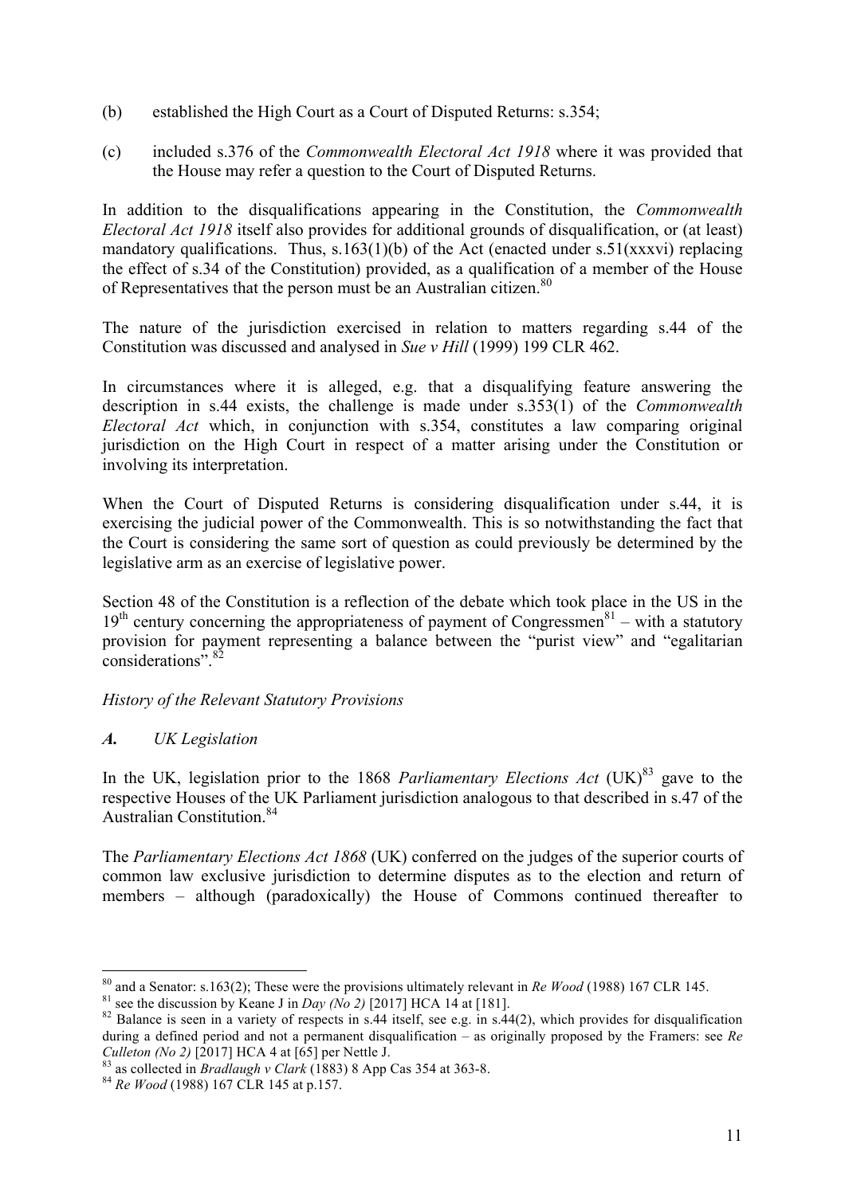(b) established the High Court as a Court of Disputed Returns: s.354;

(c) included s.376 of the *Commonwealth Electoral Act 1918* where it was provided that the House may refer a question to the Court of Disputed Returns.

In addition to the disqualifications appearing in the Constitution, the *Commonwealth Electoral Act 1918* itself also provides for additional grounds of disqualification, or (at least) mandatory qualifications. Thus, s.163(1)(b) of the Act (enacted under s.51(xxxvi) replacing the effect of s.34 of the Constitution) provided, as a qualification of a member of the House of Representatives that the person must be an Australian citizen.[80]

The nature of the jurisdiction exercised in relation to matters regarding s.44 of the Constitution was discussed and analysed in *Sue v Hill* (1999) 199 CLR 462.

In circumstances where it is alleged, e.g. that a disqualifying feature answering the description in s.44 exists, the challenge is made under s.353(1) of the *Commonwealth Electoral Act* which, in conjunction with s.354, constitutes a law comparing original jurisdiction on the High Court in respect of a matter arising under the Constitution or involving its interpretation.

When the Court of Disputed Returns is considering disqualification under s.44, it is exercising the judicial power of the Commonwealth. This is so notwithstanding the fact that the Court is considering the same sort of question as could previously be determined by the legislative arm as an exercise of legislative power.

Section 48 of the Constitution is a reflection of the debate which took place in the US in the 19th century concerning the appropriateness of payment of Congressmen[81] – with a statutory provision for payment representing a balance between the "purist view" and "egalitarian considerations".[82]

*History of the Relevant Statutory Provisions*

***A.*** *UK Legislation*

In the UK, legislation prior to the 1868 *Parliamentary Elections Act* (UK)[83] gave to the respective Houses of the UK Parliament jurisdiction analogous to that described in s.47 of the Australian Constitution.[84]

The *Parliamentary Elections Act 1868* (UK) conferred on the judges of the superior courts of common law exclusive jurisdiction to determine disputes as to the election and return of members – although (paradoxically) the House of Commons continued thereafter to

---

[80] and a Senator: s.163(2); These were the provisions ultimately relevant in *Re Wood* (1988) 167 CLR 145.

[81] see the discussion by Keane J in *Day (No 2)* [2017] HCA 14 at [181].

[82] Balance is seen in a variety of respects in s.44 itself, see e.g. in s.44(2), which provides for disqualification during a defined period and not a permanent disqualification – as originally proposed by the Framers: see *Re Culleton (No 2)* [2017] HCA 4 at [65] per Nettle J.

[83] as collected in *Bradlaugh v Clark* (1883) 8 App Cas 354 at 363-8.

[84] *Re Wood* (1988) 167 CLR 145 at p.157.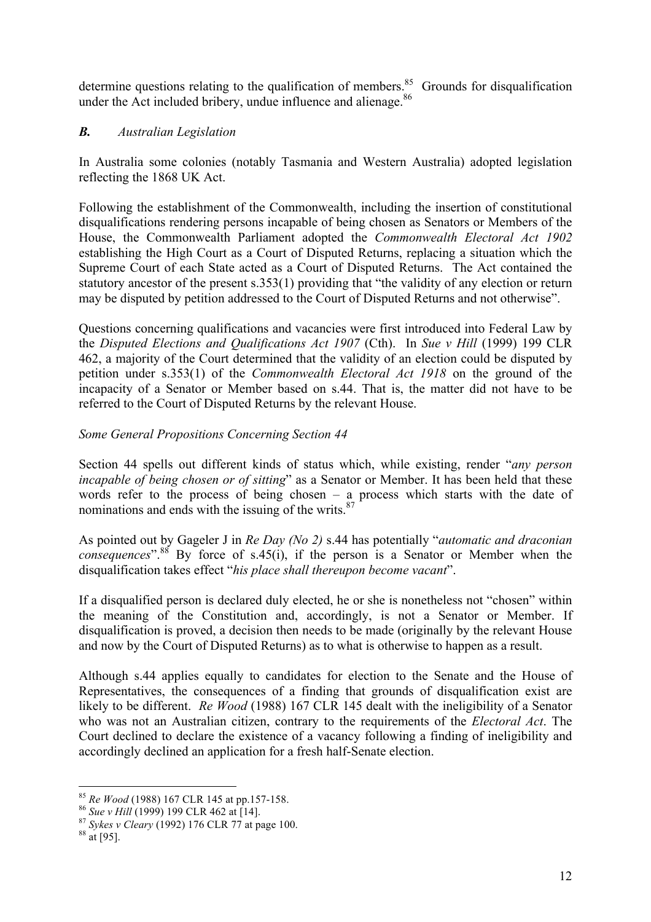determine questions relating to the qualification of members.[85] Grounds for disqualification under the Act included bribery, undue influence and alienage.[86]

### *B. Australian Legislation*

In Australia some colonies (notably Tasmania and Western Australia) adopted legislation reflecting the 1868 UK Act.

Following the establishment of the Commonwealth, including the insertion of constitutional disqualifications rendering persons incapable of being chosen as Senators or Members of the House, the Commonwealth Parliament adopted the *Commonwealth Electoral Act 1902* establishing the High Court as a Court of Disputed Returns, replacing a situation which the Supreme Court of each State acted as a Court of Disputed Returns. The Act contained the statutory ancestor of the present s.353(1) providing that "the validity of any election or return may be disputed by petition addressed to the Court of Disputed Returns and not otherwise".

Questions concerning qualifications and vacancies were first introduced into Federal Law by the *Disputed Elections and Qualifications Act 1907* (Cth). In *Sue v Hill* (1999) 199 CLR 462, a majority of the Court determined that the validity of an election could be disputed by petition under s.353(1) of the *Commonwealth Electoral Act 1918* on the ground of the incapacity of a Senator or Member based on s.44. That is, the matter did not have to be referred to the Court of Disputed Returns by the relevant House.

*Some General Propositions Concerning Section 44*

Section 44 spells out different kinds of status which, while existing, render "*any person incapable of being chosen or of sitting*" as a Senator or Member. It has been held that these words refer to the process of being chosen – a process which starts with the date of nominations and ends with the issuing of the writs.[87]

As pointed out by Gageler J in *Re Day (No 2)* s.44 has potentially "*automatic and draconian consequences*".[88] By force of s.45(i), if the person is a Senator or Member when the disqualification takes effect "*his place shall thereupon become vacant*".

If a disqualified person is declared duly elected, he or she is nonetheless not "chosen" within the meaning of the Constitution and, accordingly, is not a Senator or Member. If disqualification is proved, a decision then needs to be made (originally by the relevant House and now by the Court of Disputed Returns) as to what is otherwise to happen as a result.

Although s.44 applies equally to candidates for election to the Senate and the House of Representatives, the consequences of a finding that grounds of disqualification exist are likely to be different. *Re Wood* (1988) 167 CLR 145 dealt with the ineligibility of a Senator who was not an Australian citizen, contrary to the requirements of the *Electoral Act*. The Court declined to declare the existence of a vacancy following a finding of ineligibility and accordingly declined an application for a fresh half-Senate election.

---

[85] *Re Wood* (1988) 167 CLR 145 at pp.157-158.

[86] *Sue v Hill* (1999) 199 CLR 462 at [14].

[87] *Sykes v Cleary* (1992) 176 CLR 77 at page 100.

[88] at [95].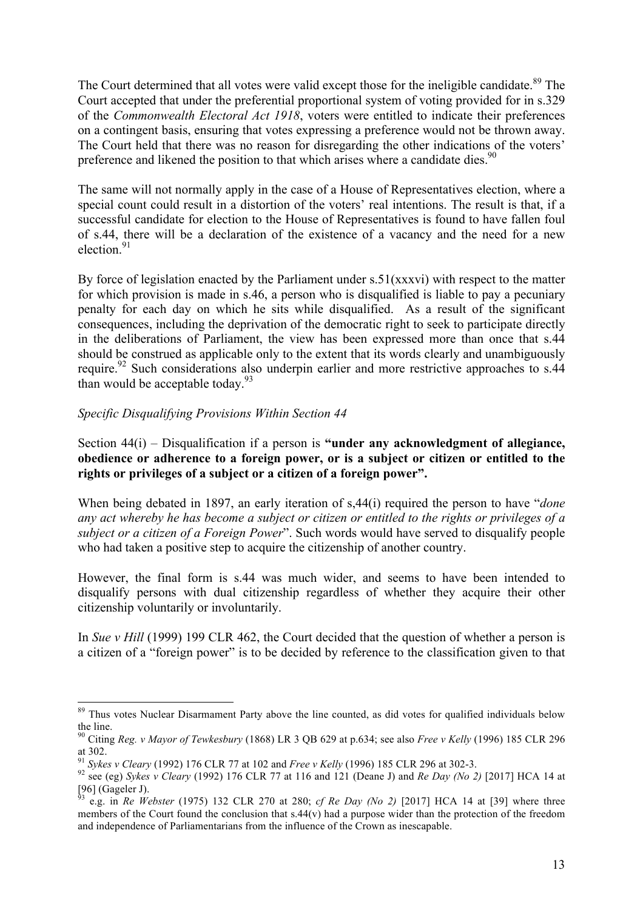The Court determined that all votes were valid except those for the ineligible candidate.[89] The Court accepted that under the preferential proportional system of voting provided for in s.329 of the *Commonwealth Electoral Act 1918*, voters were entitled to indicate their preferences on a contingent basis, ensuring that votes expressing a preference would not be thrown away. The Court held that there was no reason for disregarding the other indications of the voters' preference and likened the position to that which arises where a candidate dies.[90]

The same will not normally apply in the case of a House of Representatives election, where a special count could result in a distortion of the voters' real intentions. The result is that, if a successful candidate for election to the House of Representatives is found to have fallen foul of s.44, there will be a declaration of the existence of a vacancy and the need for a new election.[91]

By force of legislation enacted by the Parliament under s.51(xxxvi) with respect to the matter for which provision is made in s.46, a person who is disqualified is liable to pay a pecuniary penalty for each day on which he sits while disqualified. As a result of the significant consequences, including the deprivation of the democratic right to seek to participate directly in the deliberations of Parliament, the view has been expressed more than once that s.44 should be construed as applicable only to the extent that its words clearly and unambiguously require.[92] Such considerations also underpin earlier and more restrictive approaches to s.44 than would be acceptable today.[93]

*Specific Disqualifying Provisions Within Section 44*

Section 44(i) – Disqualification if a person is **"under any acknowledgment of allegiance, obedience or adherence to a foreign power, or is a subject or citizen or entitled to the rights or privileges of a subject or a citizen of a foreign power".**

When being debated in 1897, an early iteration of s,44(i) required the person to have "*done any act whereby he has become a subject or citizen or entitled to the rights or privileges of a subject or a citizen of a Foreign Power*". Such words would have served to disqualify people who had taken a positive step to acquire the citizenship of another country.

However, the final form is s.44 was much wider, and seems to have been intended to disqualify persons with dual citizenship regardless of whether they acquire their other citizenship voluntarily or involuntarily.

In *Sue v Hill* (1999) 199 CLR 462, the Court decided that the question of whether a person is a citizen of a "foreign power" is to be decided by reference to the classification given to that

---

[89] Thus votes Nuclear Disarmament Party above the line counted, as did votes for qualified individuals below the line.

[90] Citing *Reg. v Mayor of Tewkesbury* (1868) LR 3 QB 629 at p.634; see also *Free v Kelly* (1996) 185 CLR 296 at 302.

[91] *Sykes v Cleary* (1992) 176 CLR 77 at 102 and *Free v Kelly* (1996) 185 CLR 296 at 302-3.

[92] see (eg) *Sykes v Cleary* (1992) 176 CLR 77 at 116 and 121 (Deane J) and *Re Day (No 2)* [2017] HCA 14 at [96] (Gageler J).

[93] e.g. in *Re Webster* (1975) 132 CLR 270 at 280; *cf Re Day (No 2)* [2017] HCA 14 at [39] where three members of the Court found the conclusion that s.44(v) had a purpose wider than the protection of the freedom and independence of Parliamentarians from the influence of the Crown as inescapable.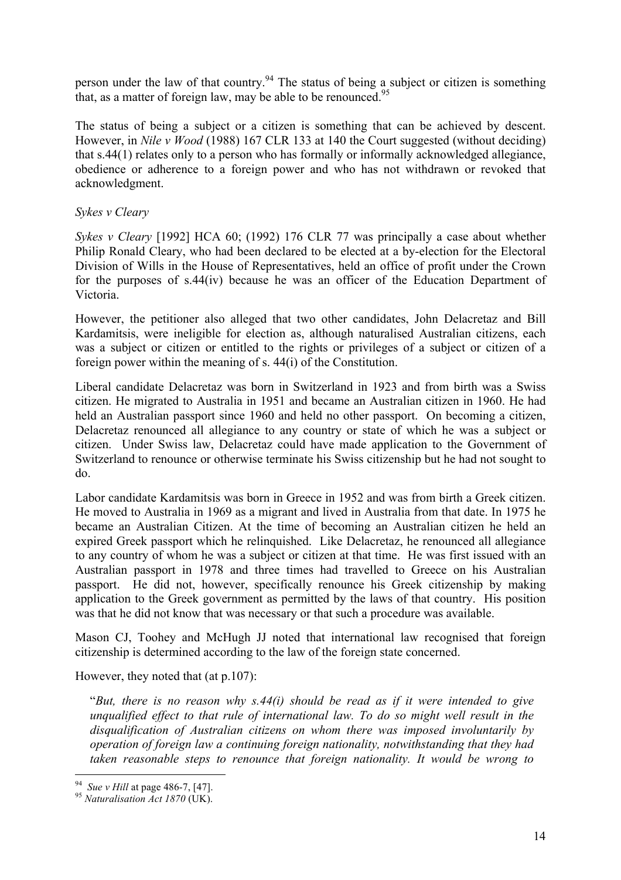person under the law of that country.[94] The status of being a subject or citizen is something that, as a matter of foreign law, may be able to be renounced.[95]

The status of being a subject or a citizen is something that can be achieved by descent. However, in *Nile v Wood* (1988) 167 CLR 133 at 140 the Court suggested (without deciding) that s.44(1) relates only to a person who has formally or informally acknowledged allegiance, obedience or adherence to a foreign power and who has not withdrawn or revoked that acknowledgment.

*Sykes v Cleary*

*Sykes v Cleary* [1992] HCA 60; (1992) 176 CLR 77 was principally a case about whether Philip Ronald Cleary, who had been declared to be elected at a by-election for the Electoral Division of Wills in the House of Representatives, held an office of profit under the Crown for the purposes of s.44(iv) because he was an officer of the Education Department of Victoria.

However, the petitioner also alleged that two other candidates, John Delacretaz and Bill Kardamitsis, were ineligible for election as, although naturalised Australian citizens, each was a subject or citizen or entitled to the rights or privileges of a subject or citizen of a foreign power within the meaning of s. 44(i) of the Constitution.

Liberal candidate Delacretaz was born in Switzerland in 1923 and from birth was a Swiss citizen. He migrated to Australia in 1951 and became an Australian citizen in 1960. He had held an Australian passport since 1960 and held no other passport. On becoming a citizen, Delacretaz renounced all allegiance to any country or state of which he was a subject or citizen. Under Swiss law, Delacretaz could have made application to the Government of Switzerland to renounce or otherwise terminate his Swiss citizenship but he had not sought to do.

Labor candidate Kardamitsis was born in Greece in 1952 and was from birth a Greek citizen. He moved to Australia in 1969 as a migrant and lived in Australia from that date. In 1975 he became an Australian Citizen. At the time of becoming an Australian citizen he held an expired Greek passport which he relinquished. Like Delacretaz, he renounced all allegiance to any country of whom he was a subject or citizen at that time. He was first issued with an Australian passport in 1978 and three times had travelled to Greece on his Australian passport. He did not, however, specifically renounce his Greek citizenship by making application to the Greek government as permitted by the laws of that country. His position was that he did not know that was necessary or that such a procedure was available.

Mason CJ, Toohey and McHugh JJ noted that international law recognised that foreign citizenship is determined according to the law of the foreign state concerned.

However, they noted that (at p.107):

> "*But, there is no reason why s.44(i) should be read as if it were intended to give unqualified effect to that rule of international law. To do so might well result in the disqualification of Australian citizens on whom there was imposed involuntarily by operation of foreign law a continuing foreign nationality, notwithstanding that they had taken reasonable steps to renounce that foreign nationality. It would be wrong to*

---

[94] *Sue v Hill* at page 486-7, [47].

[95] *Naturalisation Act 1870* (UK).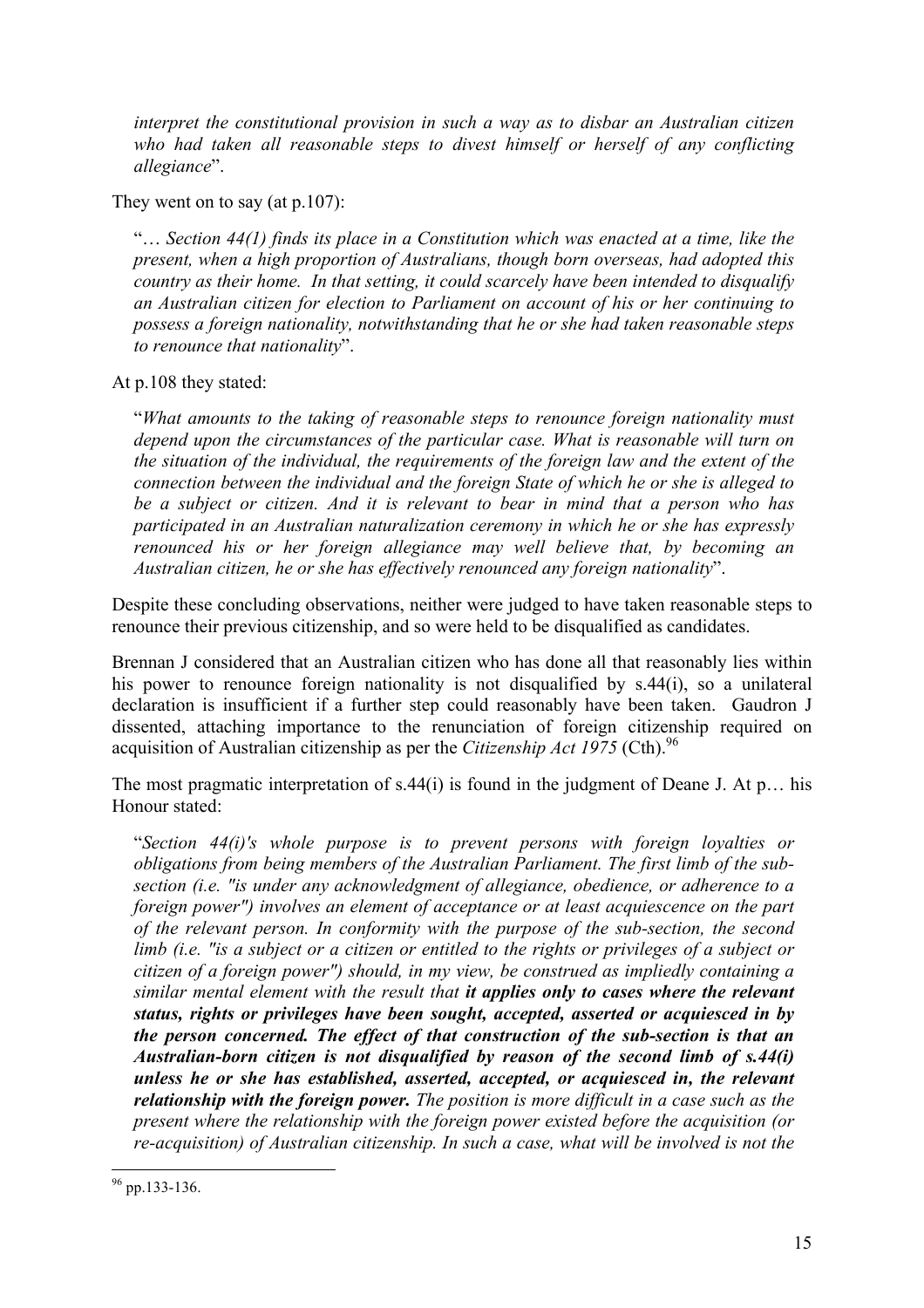> *interpret the constitutional provision in such a way as to disbar an Australian citizen who had taken all reasonable steps to divest himself or herself of any conflicting allegiance*".

They went on to say (at p.107):

> "… *Section 44(1) finds its place in a Constitution which was enacted at a time, like the present, when a high proportion of Australians, though born overseas, had adopted this country as their home. In that setting, it could scarcely have been intended to disqualify an Australian citizen for election to Parliament on account of his or her continuing to possess a foreign nationality, notwithstanding that he or she had taken reasonable steps to renounce that nationality*".

At p.108 they stated:

> "*What amounts to the taking of reasonable steps to renounce foreign nationality must depend upon the circumstances of the particular case. What is reasonable will turn on the situation of the individual, the requirements of the foreign law and the extent of the connection between the individual and the foreign State of which he or she is alleged to be a subject or citizen. And it is relevant to bear in mind that a person who has participated in an Australian naturalization ceremony in which he or she has expressly renounced his or her foreign allegiance may well believe that, by becoming an Australian citizen, he or she has effectively renounced any foreign nationality*".

Despite these concluding observations, neither were judged to have taken reasonable steps to renounce their previous citizenship, and so were held to be disqualified as candidates.

Brennan J considered that an Australian citizen who has done all that reasonably lies within his power to renounce foreign nationality is not disqualified by s.44(i), so a unilateral declaration is insufficient if a further step could reasonably have been taken. Gaudron J dissented, attaching importance to the renunciation of foreign citizenship required on acquisition of Australian citizenship as per the *Citizenship Act 1975* (Cth).[96]

The most pragmatic interpretation of s.44(i) is found in the judgment of Deane J. At p… his Honour stated:

> "*Section 44(i)'s whole purpose is to prevent persons with foreign loyalties or obligations from being members of the Australian Parliament. The first limb of the sub-section (i.e. "is under any acknowledgment of allegiance, obedience, or adherence to a foreign power") involves an element of acceptance or at least acquiescence on the part of the relevant person. In conformity with the purpose of the sub-section, the second limb (i.e. "is a subject or a citizen or entitled to the rights or privileges of a subject or citizen of a foreign power") should, in my view, be construed as impliedly containing a similar mental element with the result that* ***it applies only to cases where the relevant status, rights or privileges have been sought, accepted, asserted or acquiesced in by the person concerned. The effect of that construction of the sub-section is that an Australian-born citizen is not disqualified by reason of the second limb of s.44(i) unless he or she has established, asserted, accepted, or acquiesced in, the relevant relationship with the foreign power.*** *The position is more difficult in a case such as the present where the relationship with the foreign power existed before the acquisition (or re-acquisition) of Australian citizenship. In such a case, what will be involved is not the*

---

[96] pp.133-136.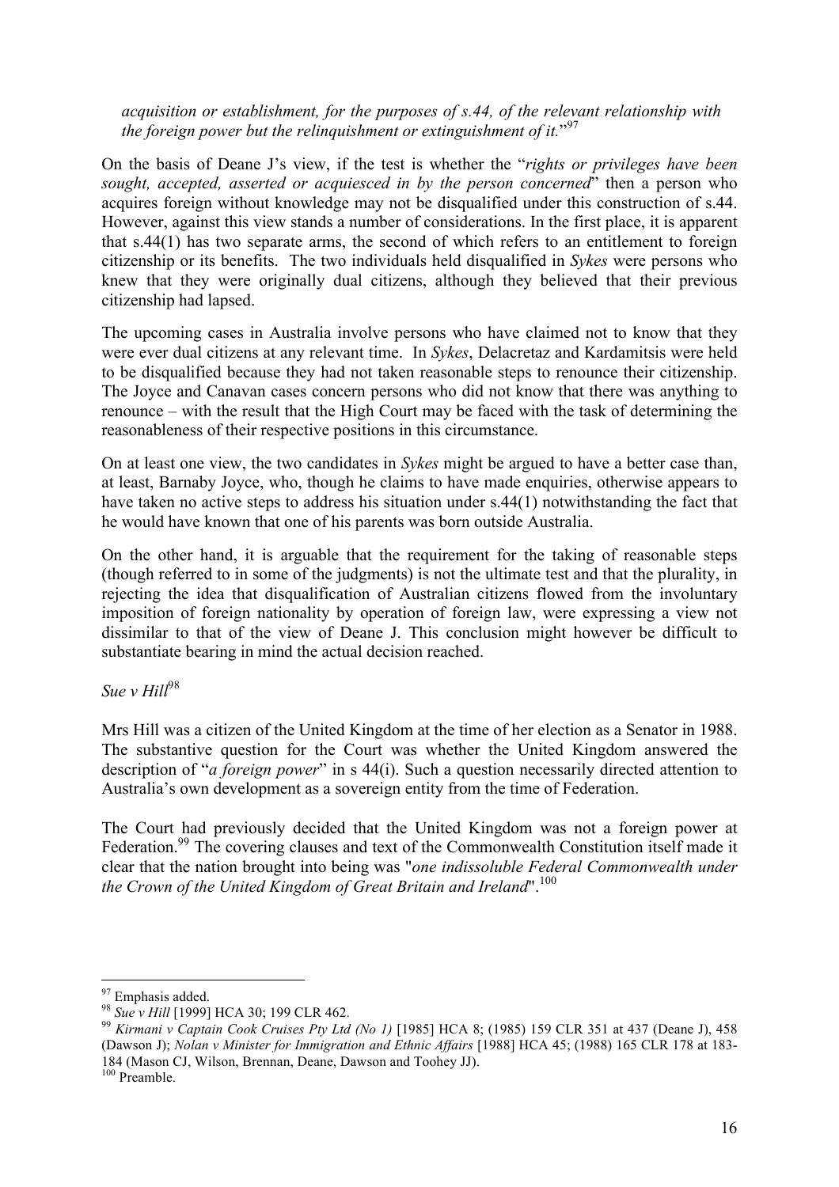*acquisition or establishment, for the purposes of s.44, of the relevant relationship with the foreign power but the relinquishment or extinguishment of it.*"[97]

On the basis of Deane J's view, if the test is whether the "*rights or privileges have been sought, accepted, asserted or acquiesced in by the person concerned*" then a person who acquires foreign without knowledge may not be disqualified under this construction of s.44. However, against this view stands a number of considerations. In the first place, it is apparent that s.44(1) has two separate arms, the second of which refers to an entitlement to foreign citizenship or its benefits. The two individuals held disqualified in *Sykes* were persons who knew that they were originally dual citizens, although they believed that their previous citizenship had lapsed.

The upcoming cases in Australia involve persons who have claimed not to know that they were ever dual citizens at any relevant time. In *Sykes*, Delacretaz and Kardamitsis were held to be disqualified because they had not taken reasonable steps to renounce their citizenship. The Joyce and Canavan cases concern persons who did not know that there was anything to renounce – with the result that the High Court may be faced with the task of determining the reasonableness of their respective positions in this circumstance.

On at least one view, the two candidates in *Sykes* might be argued to have a better case than, at least, Barnaby Joyce, who, though he claims to have made enquiries, otherwise appears to have taken no active steps to address his situation under s.44(1) notwithstanding the fact that he would have known that one of his parents was born outside Australia.

On the other hand, it is arguable that the requirement for the taking of reasonable steps (though referred to in some of the judgments) is not the ultimate test and that the plurality, in rejecting the idea that disqualification of Australian citizens flowed from the involuntary imposition of foreign nationality by operation of foreign law, were expressing a view not dissimilar to that of the view of Deane J. This conclusion might however be difficult to substantiate bearing in mind the actual decision reached.

*Sue v Hill*[98]

Mrs Hill was a citizen of the United Kingdom at the time of her election as a Senator in 1988. The substantive question for the Court was whether the United Kingdom answered the description of "*a foreign power*" in s 44(i). Such a question necessarily directed attention to Australia's own development as a sovereign entity from the time of Federation.

The Court had previously decided that the United Kingdom was not a foreign power at Federation.[99] The covering clauses and text of the Commonwealth Constitution itself made it clear that the nation brought into being was "*one indissoluble Federal Commonwealth under the Crown of the United Kingdom of Great Britain and Ireland*".[100]

---

[97] Emphasis added.

[98] *Sue v Hill* [1999] HCA 30; 199 CLR 462.

[99] *Kirmani v Captain Cook Cruises Pty Ltd (No 1)* [1985] HCA 8; (1985) 159 CLR 351 at 437 (Deane J), 458 (Dawson J); *Nolan v Minister for Immigration and Ethnic Affairs* [1988] HCA 45; (1988) 165 CLR 178 at 183-184 (Mason CJ, Wilson, Brennan, Deane, Dawson and Toohey JJ).

[100] Preamble.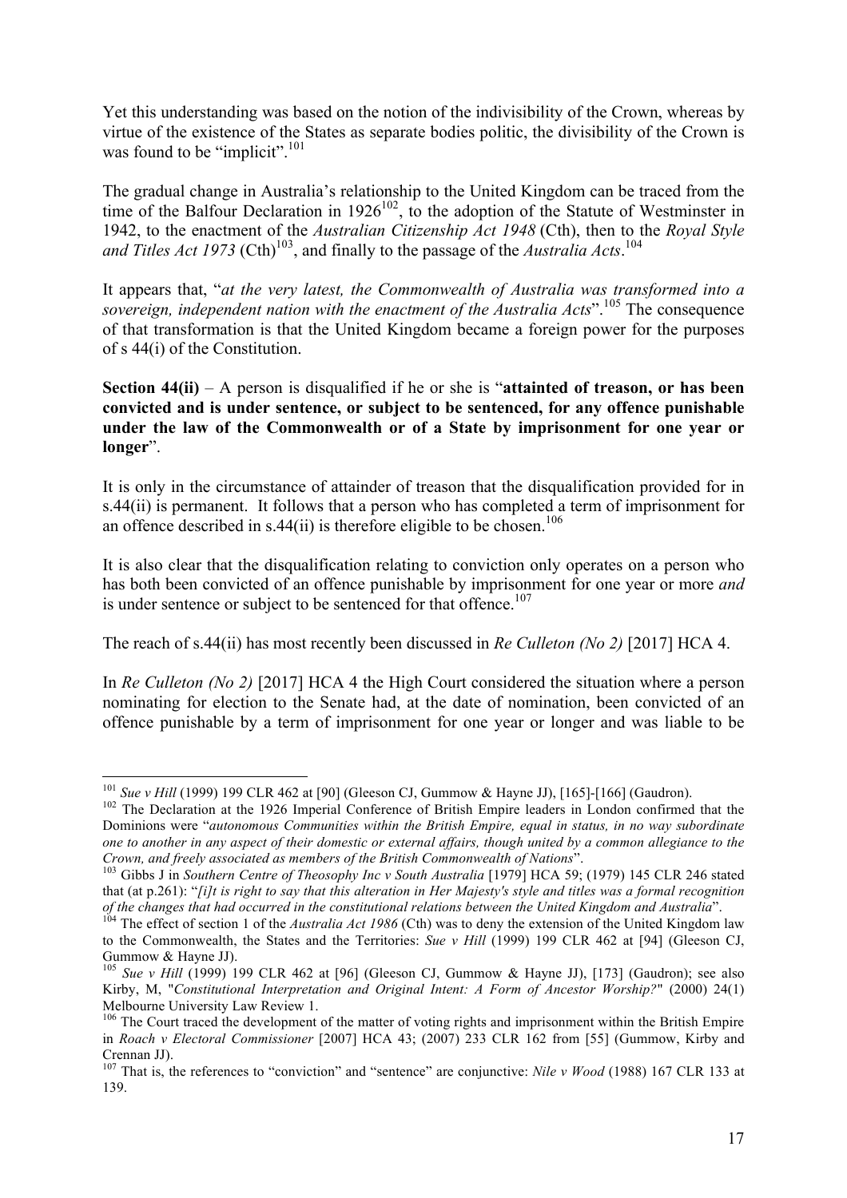Yet this understanding was based on the notion of the indivisibility of the Crown, whereas by virtue of the existence of the States as separate bodies politic, the divisibility of the Crown is was found to be "implicit".[101]

The gradual change in Australia's relationship to the United Kingdom can be traced from the time of the Balfour Declaration in 1926[102], to the adoption of the Statute of Westminster in 1942, to the enactment of the *Australian Citizenship Act 1948* (Cth), then to the *Royal Style and Titles Act 1973* (Cth)[103], and finally to the passage of the *Australia Acts*.[104]

It appears that, "*at the very latest, the Commonwealth of Australia was transformed into a sovereign, independent nation with the enactment of the Australia Acts*".[105] The consequence of that transformation is that the United Kingdom became a foreign power for the purposes of s 44(i) of the Constitution.

**Section 44(ii)** – A person is disqualified if he or she is "**attainted of treason, or has been convicted and is under sentence, or subject to be sentenced, for any offence punishable under the law of the Commonwealth or of a State by imprisonment for one year or longer**".

It is only in the circumstance of attainder of treason that the disqualification provided for in s.44(ii) is permanent. It follows that a person who has completed a term of imprisonment for an offence described in s.44(ii) is therefore eligible to be chosen.[106]

It is also clear that the disqualification relating to conviction only operates on a person who has both been convicted of an offence punishable by imprisonment for one year or more *and* is under sentence or subject to be sentenced for that offence.[107]

The reach of s.44(ii) has most recently been discussed in *Re Culleton (No 2)* [2017] HCA 4.

In *Re Culleton (No 2)* [2017] HCA 4 the High Court considered the situation where a person nominating for election to the Senate had, at the date of nomination, been convicted of an offence punishable by a term of imprisonment for one year or longer and was liable to be

---

[101] *Sue v Hill* (1999) 199 CLR 462 at [90] (Gleeson CJ, Gummow & Hayne JJ), [165]-[166] (Gaudron).

[102] The Declaration at the 1926 Imperial Conference of British Empire leaders in London confirmed that the Dominions were "*autonomous Communities within the British Empire, equal in status, in no way subordinate one to another in any aspect of their domestic or external affairs, though united by a common allegiance to the Crown, and freely associated as members of the British Commonwealth of Nations*".

[103] Gibbs J in *Southern Centre of Theosophy Inc v South Australia* [1979] HCA 59; (1979) 145 CLR 246 stated that (at p.261): "*[i]t is right to say that this alteration in Her Majesty's style and titles was a formal recognition of the changes that had occurred in the constitutional relations between the United Kingdom and Australia*".

[104] The effect of section 1 of the *Australia Act 1986* (Cth) was to deny the extension of the United Kingdom law to the Commonwealth, the States and the Territories: *Sue v Hill* (1999) 199 CLR 462 at [94] (Gleeson CJ, Gummow & Hayne JJ).

[105] *Sue v Hill* (1999) 199 CLR 462 at [96] (Gleeson CJ, Gummow & Hayne JJ), [173] (Gaudron); see also Kirby, M, "*Constitutional Interpretation and Original Intent: A Form of Ancestor Worship?*" (2000) 24(1) Melbourne University Law Review 1.

[106] The Court traced the development of the matter of voting rights and imprisonment within the British Empire in *Roach v Electoral Commissioner* [2007] HCA 43; (2007) 233 CLR 162 from [55] (Gummow, Kirby and Crennan JJ).

[107] That is, the references to "conviction" and "sentence" are conjunctive: *Nile v Wood* (1988) 167 CLR 133 at 139.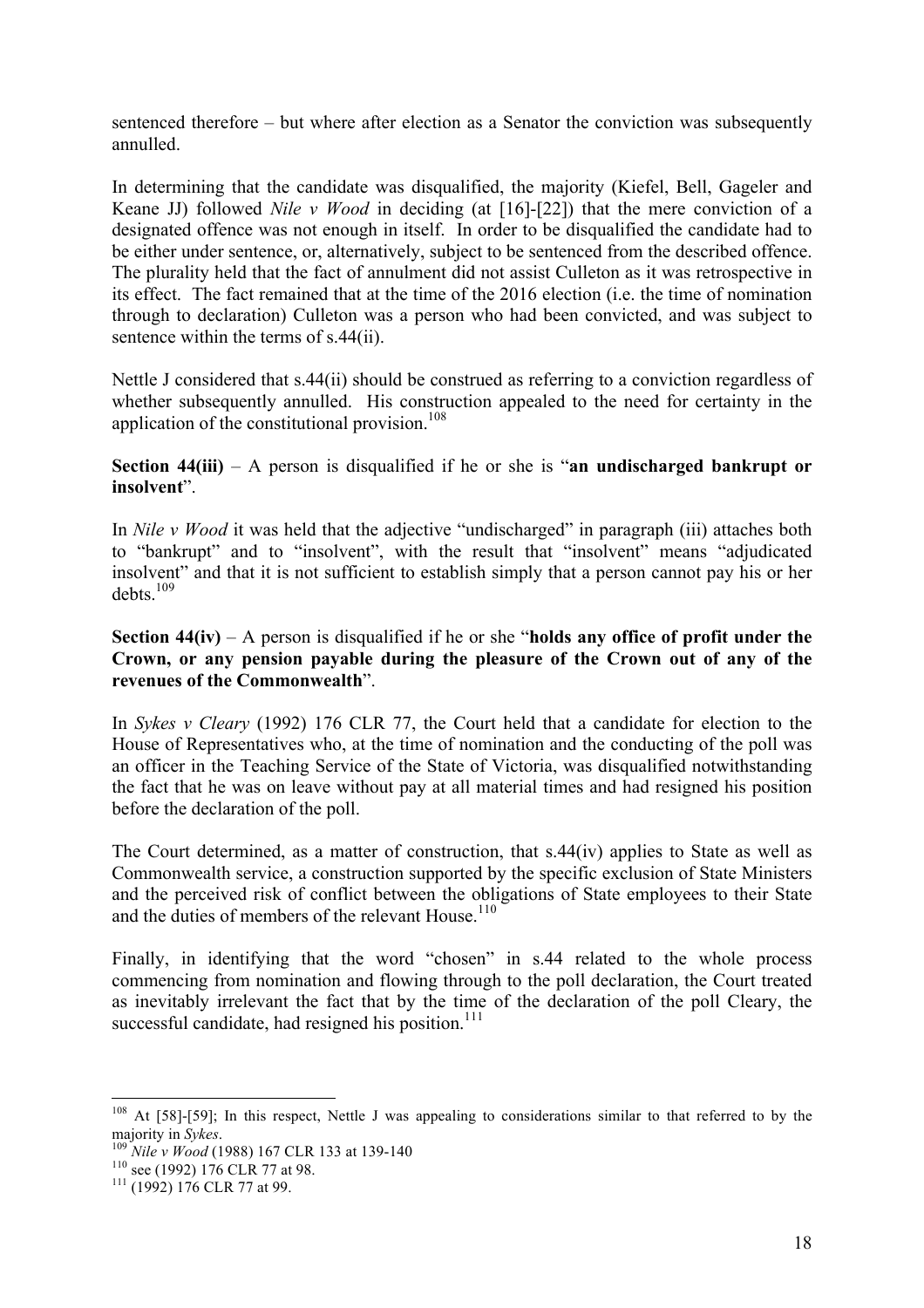sentenced therefore – but where after election as a Senator the conviction was subsequently annulled.

In determining that the candidate was disqualified, the majority (Kiefel, Bell, Gageler and Keane JJ) followed *Nile v Wood* in deciding (at [16]-[22]) that the mere conviction of a designated offence was not enough in itself. In order to be disqualified the candidate had to be either under sentence, or, alternatively, subject to be sentenced from the described offence. The plurality held that the fact of annulment did not assist Culleton as it was retrospective in its effect. The fact remained that at the time of the 2016 election (i.e. the time of nomination through to declaration) Culleton was a person who had been convicted, and was subject to sentence within the terms of s.44(ii).

Nettle J considered that s.44(ii) should be construed as referring to a conviction regardless of whether subsequently annulled. His construction appealed to the need for certainty in the application of the constitutional provision.[108]

**Section 44(iii)** – A person is disqualified if he or she is "**an undischarged bankrupt or insolvent**".

In *Nile v Wood* it was held that the adjective "undischarged" in paragraph (iii) attaches both to "bankrupt" and to "insolvent", with the result that "insolvent" means "adjudicated insolvent" and that it is not sufficient to establish simply that a person cannot pay his or her debts.[109]

**Section 44(iv)** – A person is disqualified if he or she "**holds any office of profit under the Crown, or any pension payable during the pleasure of the Crown out of any of the revenues of the Commonwealth**".

In *Sykes v Cleary* (1992) 176 CLR 77, the Court held that a candidate for election to the House of Representatives who, at the time of nomination and the conducting of the poll was an officer in the Teaching Service of the State of Victoria, was disqualified notwithstanding the fact that he was on leave without pay at all material times and had resigned his position before the declaration of the poll.

The Court determined, as a matter of construction, that s.44(iv) applies to State as well as Commonwealth service, a construction supported by the specific exclusion of State Ministers and the perceived risk of conflict between the obligations of State employees to their State and the duties of members of the relevant House.[110]

Finally, in identifying that the word "chosen" in s.44 related to the whole process commencing from nomination and flowing through to the poll declaration, the Court treated as inevitably irrelevant the fact that by the time of the declaration of the poll Cleary, the successful candidate, had resigned his position.[111]

---

[108] At [58]-[59]; In this respect, Nettle J was appealing to considerations similar to that referred to by the majority in *Sykes*.

[109] *Nile v Wood* (1988) 167 CLR 133 at 139-140

[110] see (1992) 176 CLR 77 at 98.

[111] (1992) 176 CLR 77 at 99.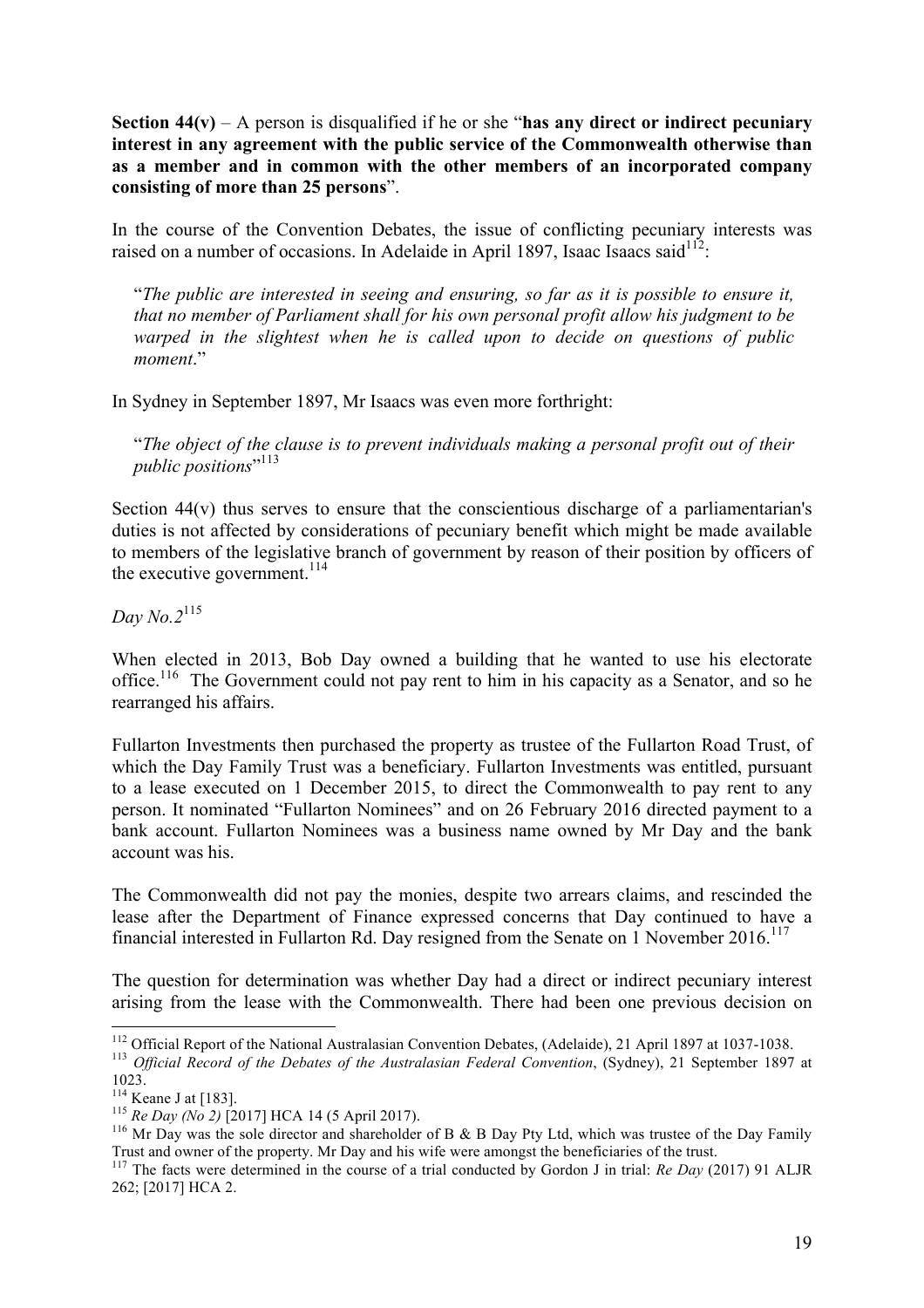**Section 44(v)** – A person is disqualified if he or she "**has any direct or indirect pecuniary interest in any agreement with the public service of the Commonwealth otherwise than as a member and in common with the other members of an incorporated company consisting of more than 25 persons**".

In the course of the Convention Debates, the issue of conflicting pecuniary interests was raised on a number of occasions. In Adelaide in April 1897, Isaac Isaacs said[112]:

> "*The public are interested in seeing and ensuring, so far as it is possible to ensure it, that no member of Parliament shall for his own personal profit allow his judgment to be warped in the slightest when he is called upon to decide on questions of public moment*."

In Sydney in September 1897, Mr Isaacs was even more forthright:

> "*The object of the clause is to prevent individuals making a personal profit out of their public positions*"[113]

Section 44(v) thus serves to ensure that the conscientious discharge of a parliamentarian's duties is not affected by considerations of pecuniary benefit which might be made available to members of the legislative branch of government by reason of their position by officers of the executive government.[114]

*Day No.2*[115]

When elected in 2013, Bob Day owned a building that he wanted to use his electorate office.[116] The Government could not pay rent to him in his capacity as a Senator, and so he rearranged his affairs.

Fullarton Investments then purchased the property as trustee of the Fullarton Road Trust, of which the Day Family Trust was a beneficiary. Fullarton Investments was entitled, pursuant to a lease executed on 1 December 2015, to direct the Commonwealth to pay rent to any person. It nominated "Fullarton Nominees" and on 26 February 2016 directed payment to a bank account. Fullarton Nominees was a business name owned by Mr Day and the bank account was his.

The Commonwealth did not pay the monies, despite two arrears claims, and rescinded the lease after the Department of Finance expressed concerns that Day continued to have a financial interested in Fullarton Rd. Day resigned from the Senate on 1 November 2016.[117]

The question for determination was whether Day had a direct or indirect pecuniary interest arising from the lease with the Commonwealth. There had been one previous decision on

---

[112] Official Report of the National Australasian Convention Debates, (Adelaide), 21 April 1897 at 1037-1038.

[113] *Official Record of the Debates of the Australasian Federal Convention*, (Sydney), 21 September 1897 at 1023.

[114] Keane J at [183].

[115] *Re Day (No 2)* [2017] HCA 14 (5 April 2017).

[116] Mr Day was the sole director and shareholder of B & B Day Pty Ltd, which was trustee of the Day Family Trust and owner of the property. Mr Day and his wife were amongst the beneficiaries of the trust.

[117] The facts were determined in the course of a trial conducted by Gordon J in trial: *Re Day* (2017) 91 ALJR 262; [2017] HCA 2.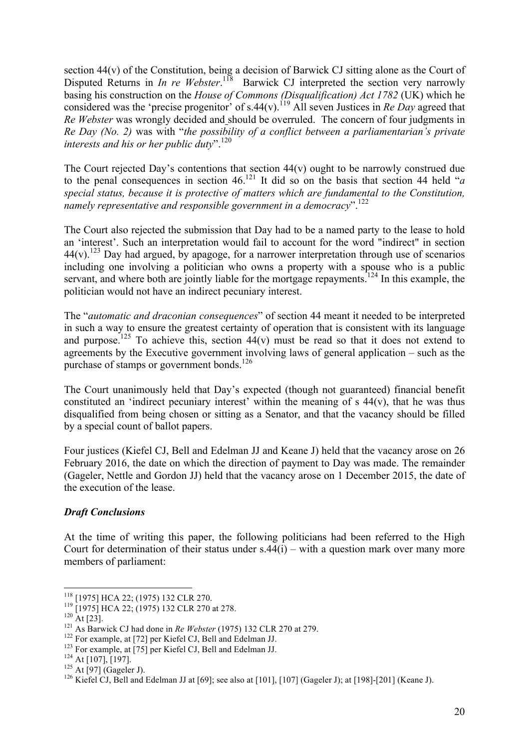section 44(v) of the Constitution, being a decision of Barwick CJ sitting alone as the Court of Disputed Returns in *In re Webster*.[118] Barwick CJ interpreted the section very narrowly basing his construction on the *House of Commons (Disqualification) Act 1782* (UK) which he considered was the 'precise progenitor' of s.44(v).[119] All seven Justices in *Re Day* agreed that *Re Webster* was wrongly decided and should be overruled. The concern of four judgments in *Re Day (No. 2)* was with "*the possibility of a conflict between a parliamentarian's private interests and his or her public duty*".[120]

The Court rejected Day's contentions that section 44(v) ought to be narrowly construed due to the penal consequences in section 46.[121] It did so on the basis that section 44 held "*a special status, because it is protective of matters which are fundamental to the Constitution, namely representative and responsible government in a democracy*".[122]

The Court also rejected the submission that Day had to be a named party to the lease to hold an 'interest'. Such an interpretation would fail to account for the word "indirect" in section 44(v).[123] Day had argued, by apagoge, for a narrower interpretation through use of scenarios including one involving a politician who owns a property with a spouse who is a public servant, and where both are jointly liable for the mortgage repayments.[124] In this example, the politician would not have an indirect pecuniary interest.

The "*automatic and draconian consequences*" of section 44 meant it needed to be interpreted in such a way to ensure the greatest certainty of operation that is consistent with its language and purpose.[125] To achieve this, section 44(v) must be read so that it does not extend to agreements by the Executive government involving laws of general application – such as the purchase of stamps or government bonds.[126]

The Court unanimously held that Day's expected (though not guaranteed) financial benefit constituted an 'indirect pecuniary interest' within the meaning of s 44(v), that he was thus disqualified from being chosen or sitting as a Senator, and that the vacancy should be filled by a special count of ballot papers.

Four justices (Kiefel CJ, Bell and Edelman JJ and Keane J) held that the vacancy arose on 26 February 2016, the date on which the direction of payment to Day was made. The remainder (Gageler, Nettle and Gordon JJ) held that the vacancy arose on 1 December 2015, the date of the execution of the lease.

### *Draft Conclusions*

At the time of writing this paper, the following politicians had been referred to the High Court for determination of their status under s.44(i) – with a question mark over many more members of parliament:

---

[118] [1975] HCA 22; (1975) 132 CLR 270.

[119] [1975] HCA 22; (1975) 132 CLR 270 at 278.

[120] At [23].

[121] As Barwick CJ had done in *Re Webster* (1975) 132 CLR 270 at 279.

[122] For example, at [72] per Kiefel CJ, Bell and Edelman JJ.

[123] For example, at [75] per Kiefel CJ, Bell and Edelman JJ.

[124] At [107], [197].

[125] At [97] (Gageler J).

[126] Kiefel CJ, Bell and Edelman JJ at [69]; see also at [101], [107] (Gageler J); at [198]-[201] (Keane J).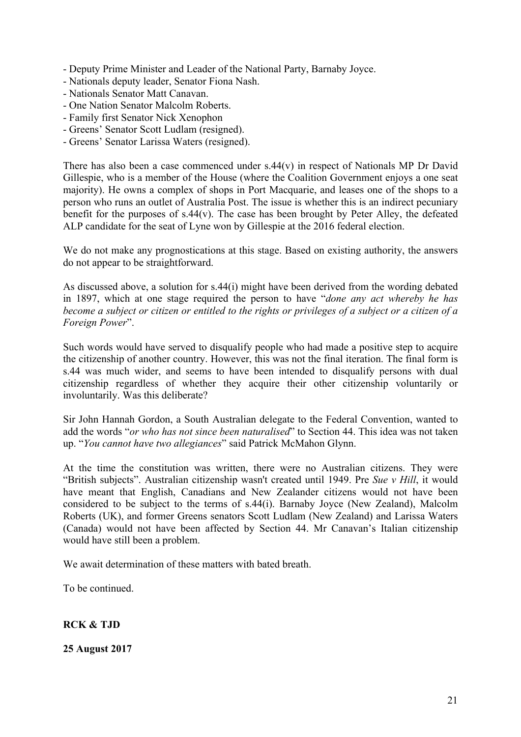- Deputy Prime Minister and Leader of the National Party, Barnaby Joyce.
- Nationals deputy leader, Senator Fiona Nash.
- Nationals Senator Matt Canavan.
- One Nation Senator Malcolm Roberts.
- Family first Senator Nick Xenophon
- Greens' Senator Scott Ludlam (resigned).
- Greens' Senator Larissa Waters (resigned).

There has also been a case commenced under s.44(v) in respect of Nationals MP Dr David Gillespie, who is a member of the House (where the Coalition Government enjoys a one seat majority). He owns a complex of shops in Port Macquarie, and leases one of the shops to a person who runs an outlet of Australia Post. The issue is whether this is an indirect pecuniary benefit for the purposes of s.44(v). The case has been brought by Peter Alley, the defeated ALP candidate for the seat of Lyne won by Gillespie at the 2016 federal election.

We do not make any prognostications at this stage. Based on existing authority, the answers do not appear to be straightforward.

As discussed above, a solution for s.44(i) might have been derived from the wording debated in 1897, which at one stage required the person to have "*done any act whereby he has become a subject or citizen or entitled to the rights or privileges of a subject or a citizen of a Foreign Power*".

Such words would have served to disqualify people who had made a positive step to acquire the citizenship of another country. However, this was not the final iteration. The final form is s.44 was much wider, and seems to have been intended to disqualify persons with dual citizenship regardless of whether they acquire their other citizenship voluntarily or involuntarily. Was this deliberate?

Sir John Hannah Gordon, a South Australian delegate to the Federal Convention, wanted to add the words "*or who has not since been naturalised*" to Section 44. This idea was not taken up. "*You cannot have two allegiances*" said Patrick McMahon Glynn.

At the time the constitution was written, there were no Australian citizens. They were "British subjects". Australian citizenship wasn't created until 1949. Pre *Sue v Hill*, it would have meant that English, Canadians and New Zealander citizens would not have been considered to be subject to the terms of s.44(i). Barnaby Joyce (New Zealand), Malcolm Roberts (UK), and former Greens senators Scott Ludlam (New Zealand) and Larissa Waters (Canada) would not have been affected by Section 44. Mr Canavan's Italian citizenship would have still been a problem.

We await determination of these matters with bated breath.

To be continued.

**RCK & TJD**

**25 August 2017**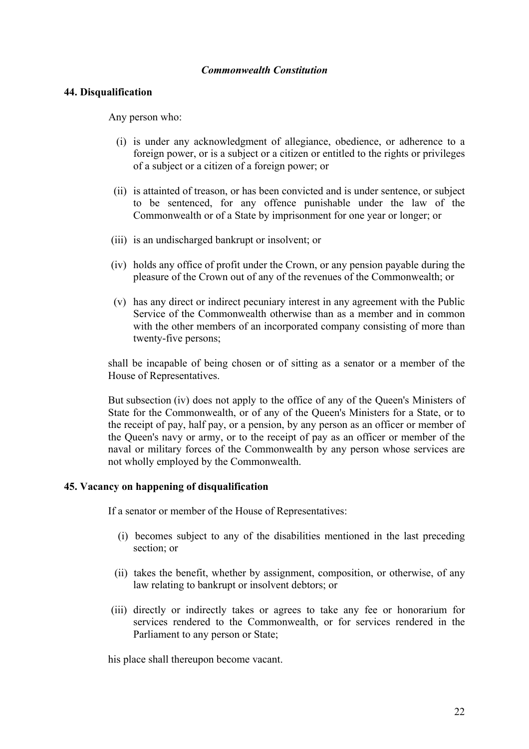*Commonwealth Constitution*

### 44. Disqualification

Any person who:

(i) is under any acknowledgment of allegiance, obedience, or adherence to a foreign power, or is a subject or a citizen or entitled to the rights or privileges of a subject or a citizen of a foreign power; or

(ii) is attainted of treason, or has been convicted and is under sentence, or subject to be sentenced, for any offence punishable under the law of the Commonwealth or of a State by imprisonment for one year or longer; or

(iii) is an undischarged bankrupt or insolvent; or

(iv) holds any office of profit under the Crown, or any pension payable during the pleasure of the Crown out of any of the revenues of the Commonwealth; or

(v) has any direct or indirect pecuniary interest in any agreement with the Public Service of the Commonwealth otherwise than as a member and in common with the other members of an incorporated company consisting of more than twenty-five persons;

shall be incapable of being chosen or of sitting as a senator or a member of the House of Representatives.

But subsection (iv) does not apply to the office of any of the Queen's Ministers of State for the Commonwealth, or of any of the Queen's Ministers for a State, or to the receipt of pay, half pay, or a pension, by any person as an officer or member of the Queen's navy or army, or to the receipt of pay as an officer or member of the naval or military forces of the Commonwealth by any person whose services are not wholly employed by the Commonwealth.

### 45. Vacancy on happening of disqualification

If a senator or member of the House of Representatives:

(i) becomes subject to any of the disabilities mentioned in the last preceding section; or

(ii) takes the benefit, whether by assignment, composition, or otherwise, of any law relating to bankrupt or insolvent debtors; or

(iii) directly or indirectly takes or agrees to take any fee or honorarium for services rendered to the Commonwealth, or for services rendered in the Parliament to any person or State;

his place shall thereupon become vacant.